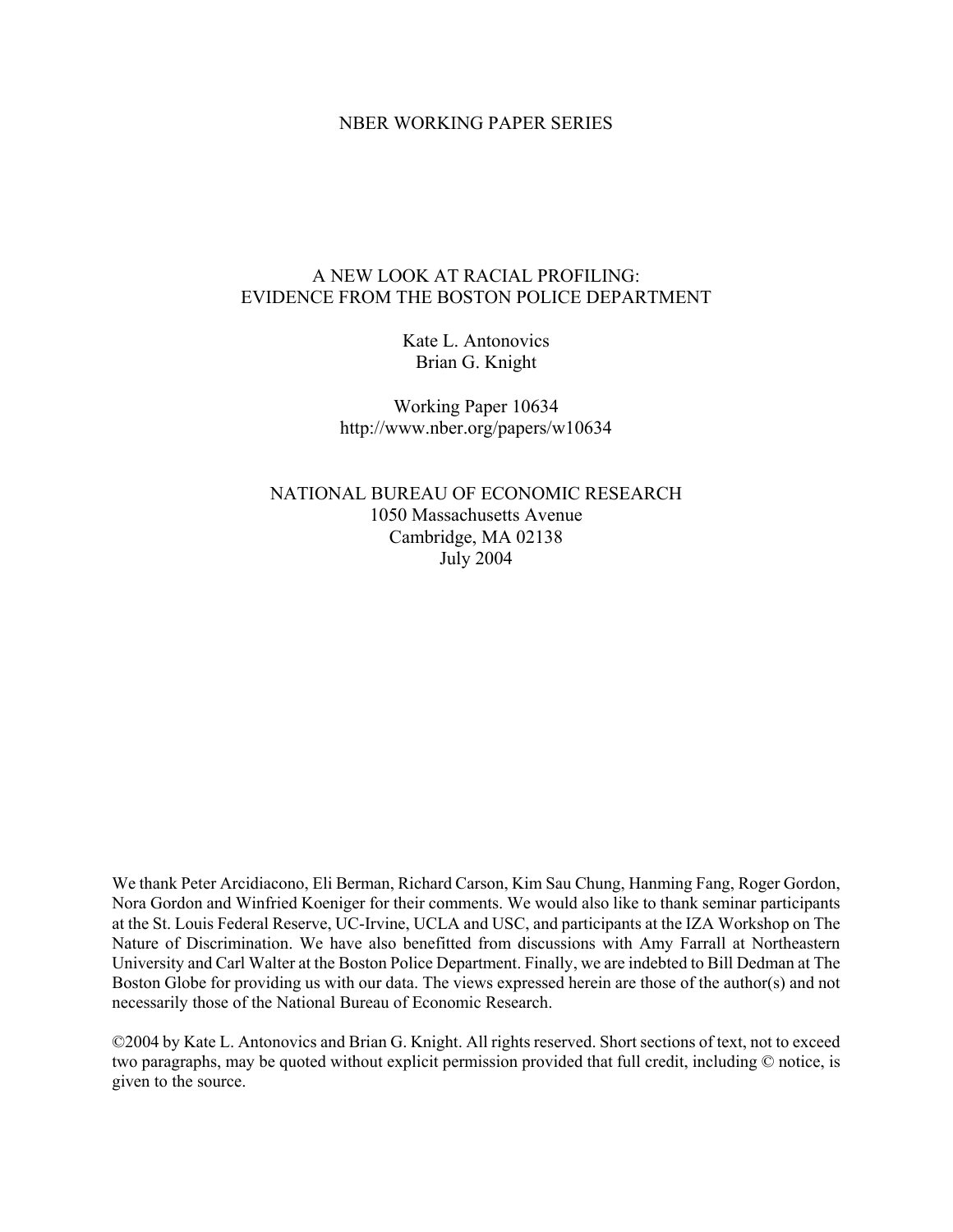NBER WORKING PAPER SERIES

# A NEW LOOK AT RACIAL PROFILING: EVIDENCE FROM THE BOSTON POLICE DEPARTMENT

Kate L. Antonovics
Brian G. Knight

Working Paper 10634
http://www.nber.org/papers/w10634

NATIONAL BUREAU OF ECONOMIC RESEARCH
1050 Massachusetts Avenue
Cambridge, MA 02138
July 2004

We thank Peter Arcidiacono, Eli Berman, Richard Carson, Kim Sau Chung, Hanming Fang, Roger Gordon, Nora Gordon and Winfried Koeniger for their comments. We would also like to thank seminar participants at the St. Louis Federal Reserve, UC-Irvine, UCLA and USC, and participants at the IZA Workshop on The Nature of Discrimination. We have also benefitted from discussions with Amy Farrall at Northeastern University and Carl Walter at the Boston Police Department. Finally, we are indebted to Bill Dedman at The Boston Globe for providing us with our data. The views expressed herein are those of the author(s) and not necessarily those of the National Bureau of Economic Research.

©2004 by Kate L. Antonovics and Brian G. Knight. All rights reserved. Short sections of text, not to exceed two paragraphs, may be quoted without explicit permission provided that full credit, including © notice, is given to the source.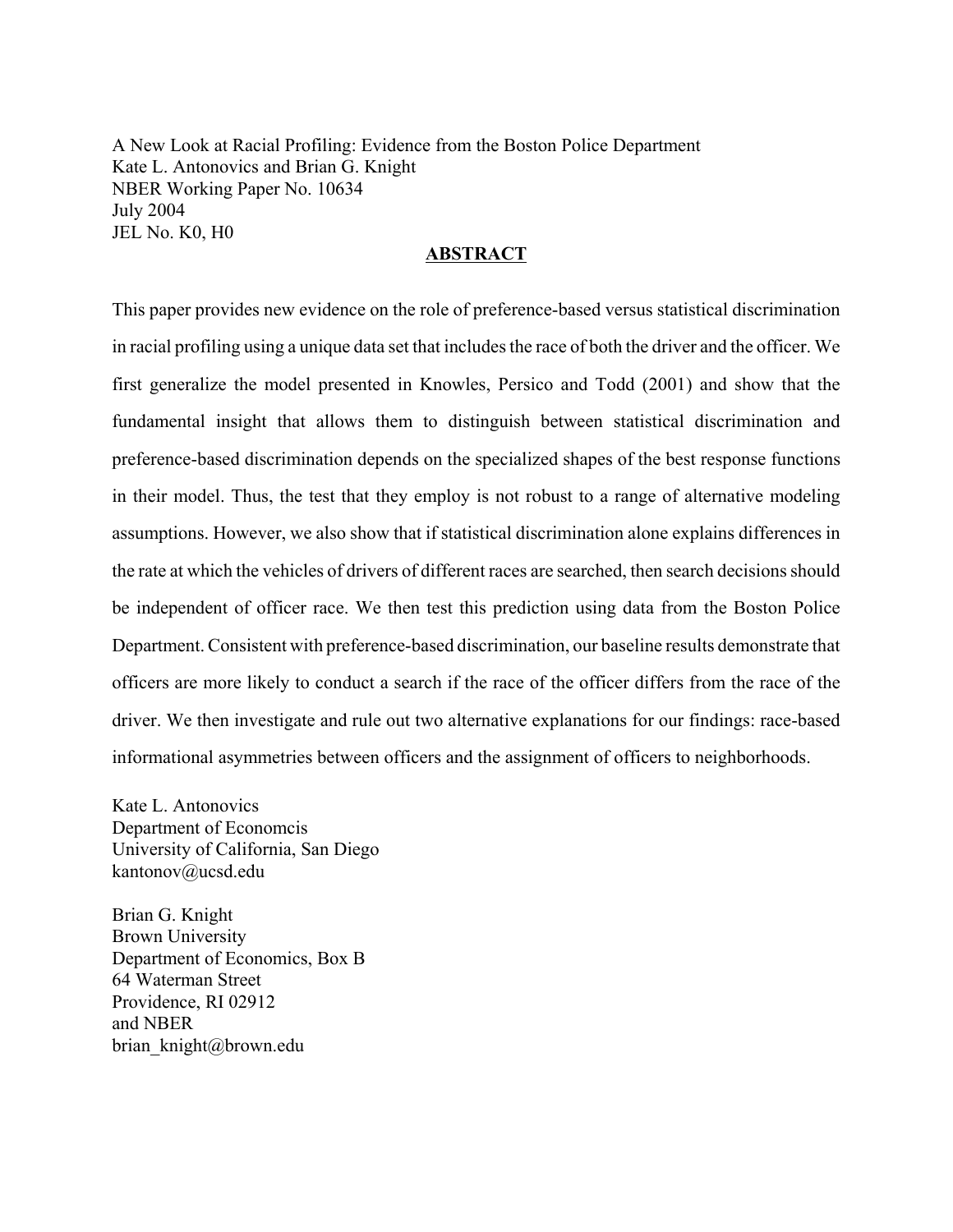A New Look at Racial Profiling: Evidence from the Boston Police Department
Kate L. Antonovics and Brian G. Knight
NBER Working Paper No. 10634
July 2004
JEL No. K0, H0

## ABSTRACT

This paper provides new evidence on the role of preference-based versus statistical discrimination in racial profiling using a unique data set that includes the race of both the driver and the officer. We first generalize the model presented in Knowles, Persico and Todd (2001) and show that the fundamental insight that allows them to distinguish between statistical discrimination and preference-based discrimination depends on the specialized shapes of the best response functions in their model. Thus, the test that they employ is not robust to a range of alternative modeling assumptions. However, we also show that if statistical discrimination alone explains differences in the rate at which the vehicles of drivers of different races are searched, then search decisions should be independent of officer race. We then test this prediction using data from the Boston Police Department. Consistent with preference-based discrimination, our baseline results demonstrate that officers are more likely to conduct a search if the race of the officer differs from the race of the driver. We then investigate and rule out two alternative explanations for our findings: race-based informational asymmetries between officers and the assignment of officers to neighborhoods.

Kate L. Antonovics
Department of Economcis
University of California, San Diego
kantonov@ucsd.edu

Brian G. Knight
Brown University
Department of Economics, Box B
64 Waterman Street
Providence, RI 02912
and NBER
brian_knight@brown.edu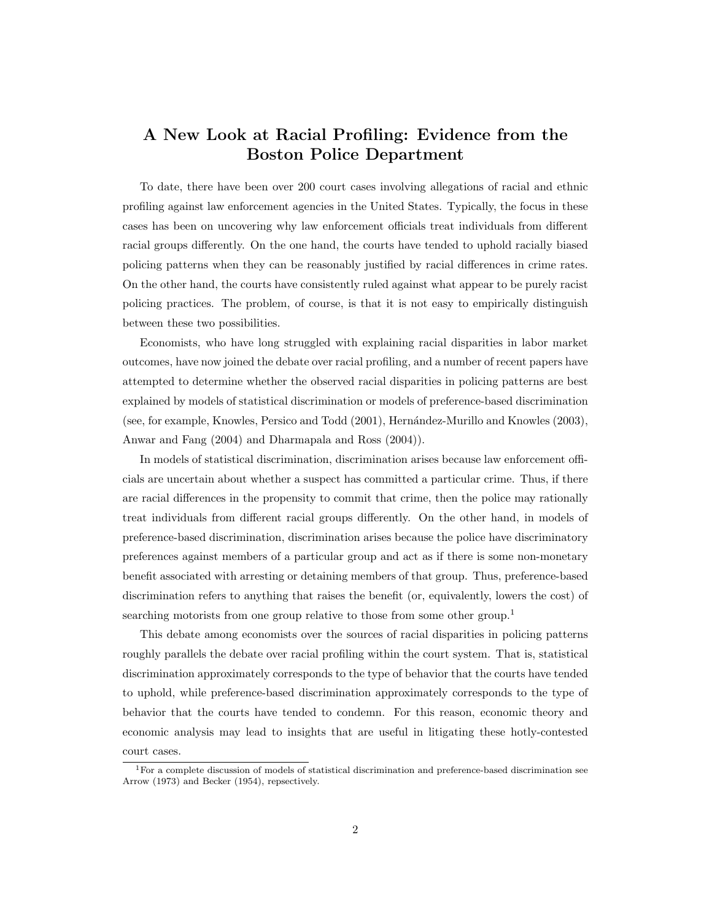# A New Look at Racial Profiling: Evidence from the Boston Police Department

To date, there have been over 200 court cases involving allegations of racial and ethnic profiling against law enforcement agencies in the United States. Typically, the focus in these cases has been on uncovering why law enforcement officials treat individuals from different racial groups differently. On the one hand, the courts have tended to uphold racially biased policing patterns when they can be reasonably justified by racial differences in crime rates. On the other hand, the courts have consistently ruled against what appear to be purely racist policing practices. The problem, of course, is that it is not easy to empirically distinguish between these two possibilities.

Economists, who have long struggled with explaining racial disparities in labor market outcomes, have now joined the debate over racial profiling, and a number of recent papers have attempted to determine whether the observed racial disparities in policing patterns are best explained by models of statistical discrimination or models of preference-based discrimination (see, for example, Knowles, Persico and Todd (2001), Hernández-Murillo and Knowles (2003), Anwar and Fang (2004) and Dharmapala and Ross (2004)).

In models of statistical discrimination, discrimination arises because law enforcement officials are uncertain about whether a suspect has committed a particular crime. Thus, if there are racial differences in the propensity to commit that crime, then the police may rationally treat individuals from different racial groups differently. On the other hand, in models of preference-based discrimination, discrimination arises because the police have discriminatory preferences against members of a particular group and act as if there is some non-monetary benefit associated with arresting or detaining members of that group. Thus, preference-based discrimination refers to anything that raises the benefit (or, equivalently, lowers the cost) of searching motorists from one group relative to those from some other group.[1]

This debate among economists over the sources of racial disparities in policing patterns roughly parallels the debate over racial profiling within the court system. That is, statistical discrimination approximately corresponds to the type of behavior that the courts have tended to uphold, while preference-based discrimination approximately corresponds to the type of behavior that the courts have tended to condemn. For this reason, economic theory and economic analysis may lead to insights that are useful in litigating these hotly-contested court cases.

[1] For a complete discussion of models of statistical discrimination and preference-based discrimination see Arrow (1973) and Becker (1954), repsectively.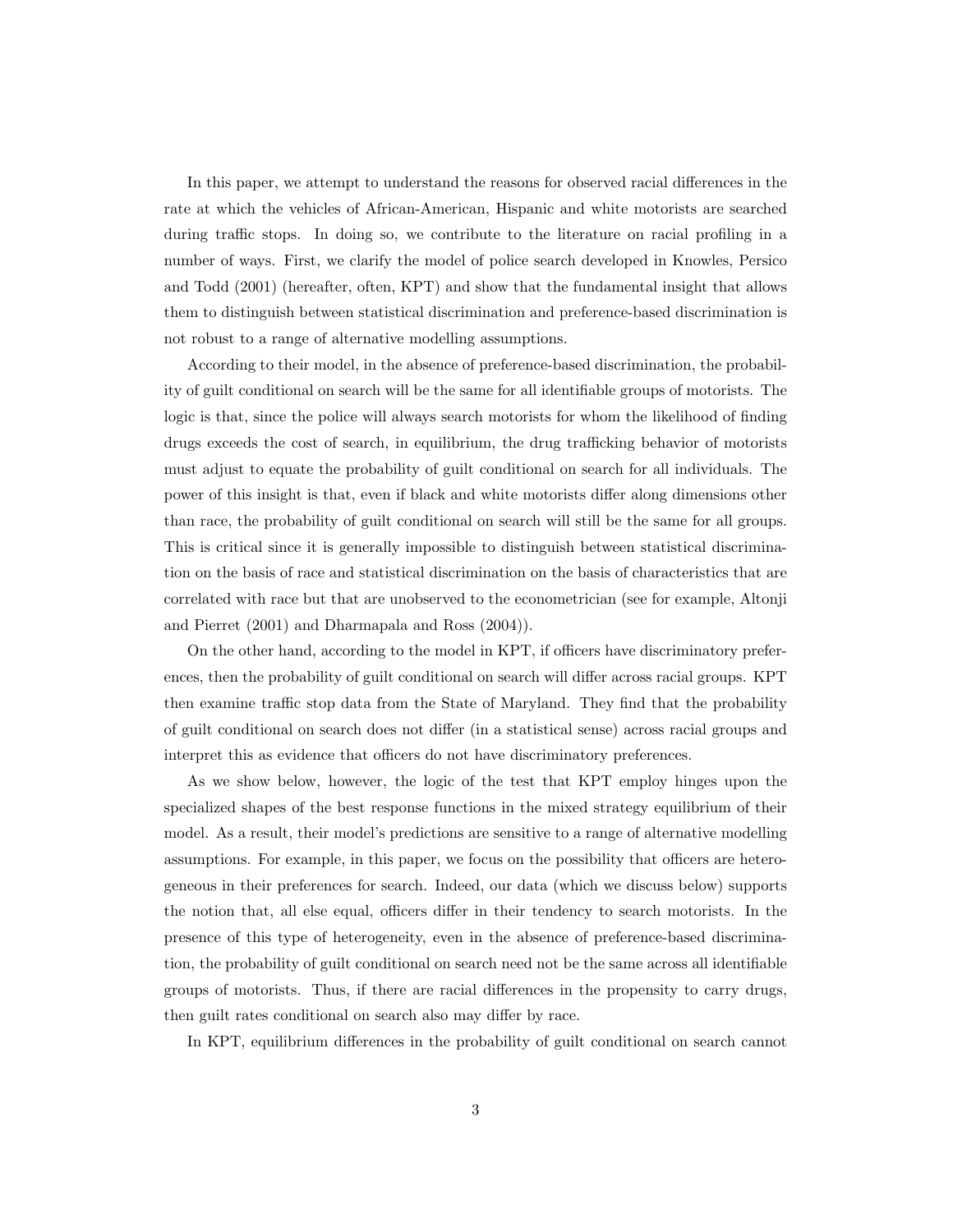In this paper, we attempt to understand the reasons for observed racial differences in the rate at which the vehicles of African-American, Hispanic and white motorists are searched during traffic stops. In doing so, we contribute to the literature on racial profiling in a number of ways. First, we clarify the model of police search developed in Knowles, Persico and Todd (2001) (hereafter, often, KPT) and show that the fundamental insight that allows them to distinguish between statistical discrimination and preference-based discrimination is not robust to a range of alternative modelling assumptions.

According to their model, in the absence of preference-based discrimination, the probability of guilt conditional on search will be the same for all identifiable groups of motorists. The logic is that, since the police will always search motorists for whom the likelihood of finding drugs exceeds the cost of search, in equilibrium, the drug trafficking behavior of motorists must adjust to equate the probability of guilt conditional on search for all individuals. The power of this insight is that, even if black and white motorists differ along dimensions other than race, the probability of guilt conditional on search will still be the same for all groups. This is critical since it is generally impossible to distinguish between statistical discrimination on the basis of race and statistical discrimination on the basis of characteristics that are correlated with race but that are unobserved to the econometrician (see for example, Altonji and Pierret (2001) and Dharmapala and Ross (2004)).

On the other hand, according to the model in KPT, if officers have discriminatory preferences, then the probability of guilt conditional on search will differ across racial groups. KPT then examine traffic stop data from the State of Maryland. They find that the probability of guilt conditional on search does not differ (in a statistical sense) across racial groups and interpret this as evidence that officers do not have discriminatory preferences.

As we show below, however, the logic of the test that KPT employ hinges upon the specialized shapes of the best response functions in the mixed strategy equilibrium of their model. As a result, their model's predictions are sensitive to a range of alternative modelling assumptions. For example, in this paper, we focus on the possibility that officers are heterogeneous in their preferences for search. Indeed, our data (which we discuss below) supports the notion that, all else equal, officers differ in their tendency to search motorists. In the presence of this type of heterogeneity, even in the absence of preference-based discrimination, the probability of guilt conditional on search need not be the same across all identifiable groups of motorists. Thus, if there are racial differences in the propensity to carry drugs, then guilt rates conditional on search also may differ by race.

In KPT, equilibrium differences in the probability of guilt conditional on search cannot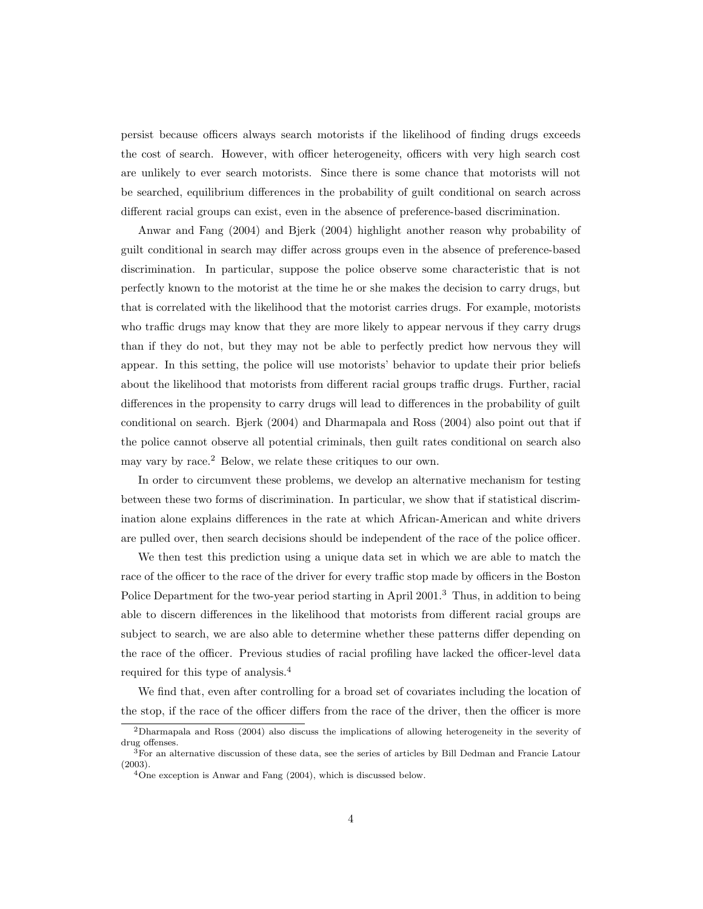persist because officers always search motorists if the likelihood of finding drugs exceeds the cost of search. However, with officer heterogeneity, officers with very high search cost are unlikely to ever search motorists. Since there is some chance that motorists will not be searched, equilibrium differences in the probability of guilt conditional on search across different racial groups can exist, even in the absence of preference-based discrimination.

Anwar and Fang (2004) and Bjerk (2004) highlight another reason why probability of guilt conditional in search may differ across groups even in the absence of preference-based discrimination. In particular, suppose the police observe some characteristic that is not perfectly known to the motorist at the time he or she makes the decision to carry drugs, but that is correlated with the likelihood that the motorist carries drugs. For example, motorists who traffic drugs may know that they are more likely to appear nervous if they carry drugs than if they do not, but they may not be able to perfectly predict how nervous they will appear. In this setting, the police will use motorists' behavior to update their prior beliefs about the likelihood that motorists from different racial groups traffic drugs. Further, racial differences in the propensity to carry drugs will lead to differences in the probability of guilt conditional on search. Bjerk (2004) and Dharmapala and Ross (2004) also point out that if the police cannot observe all potential criminals, then guilt rates conditional on search also may vary by race.[2] Below, we relate these critiques to our own.

In order to circumvent these problems, we develop an alternative mechanism for testing between these two forms of discrimination. In particular, we show that if statistical discrimination alone explains differences in the rate at which African-American and white drivers are pulled over, then search decisions should be independent of the race of the police officer.

We then test this prediction using a unique data set in which we are able to match the race of the officer to the race of the driver for every traffic stop made by officers in the Boston Police Department for the two-year period starting in April 2001.[3] Thus, in addition to being able to discern differences in the likelihood that motorists from different racial groups are subject to search, we are also able to determine whether these patterns differ depending on the race of the officer. Previous studies of racial profiling have lacked the officer-level data required for this type of analysis.[4]

We find that, even after controlling for a broad set of covariates including the location of the stop, if the race of the officer differs from the race of the driver, then the officer is more

[2] Dharmapala and Ross (2004) also discuss the implications of allowing heterogeneity in the severity of drug offenses.

[3] For an alternative discussion of these data, see the series of articles by Bill Dedman and Francie Latour (2003).

[4] One exception is Anwar and Fang (2004), which is discussed below.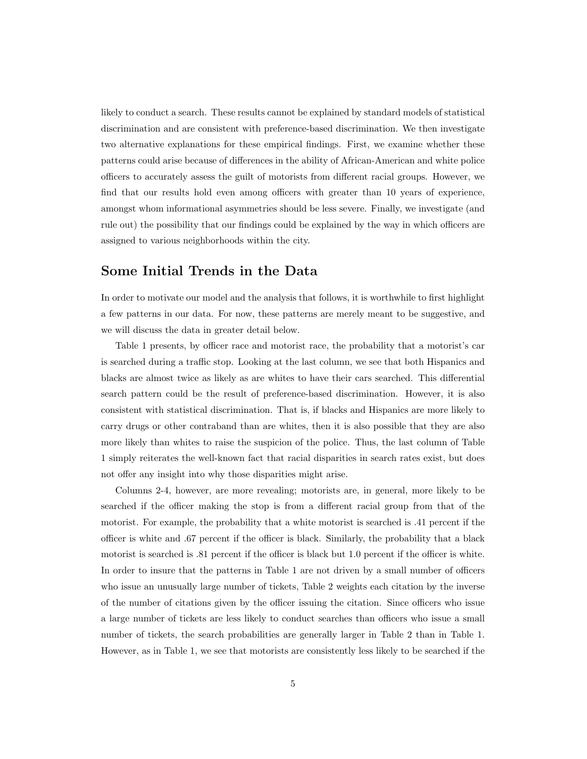likely to conduct a search. These results cannot be explained by standard models of statistical discrimination and are consistent with preference-based discrimination. We then investigate two alternative explanations for these empirical findings. First, we examine whether these patterns could arise because of differences in the ability of African-American and white police officers to accurately assess the guilt of motorists from different racial groups. However, we find that our results hold even among officers with greater than 10 years of experience, amongst whom informational asymmetries should be less severe. Finally, we investigate (and rule out) the possibility that our findings could be explained by the way in which officers are assigned to various neighborhoods within the city.

## Some Initial Trends in the Data

In order to motivate our model and the analysis that follows, it is worthwhile to first highlight a few patterns in our data. For now, these patterns are merely meant to be suggestive, and we will discuss the data in greater detail below.

Table 1 presents, by officer race and motorist race, the probability that a motorist's car is searched during a traffic stop. Looking at the last column, we see that both Hispanics and blacks are almost twice as likely as are whites to have their cars searched. This differential search pattern could be the result of preference-based discrimination. However, it is also consistent with statistical discrimination. That is, if blacks and Hispanics are more likely to carry drugs or other contraband than are whites, then it is also possible that they are also more likely than whites to raise the suspicion of the police. Thus, the last column of Table 1 simply reiterates the well-known fact that racial disparities in search rates exist, but does not offer any insight into why those disparities might arise.

Columns 2-4, however, are more revealing; motorists are, in general, more likely to be searched if the officer making the stop is from a different racial group from that of the motorist. For example, the probability that a white motorist is searched is .41 percent if the officer is white and .67 percent if the officer is black. Similarly, the probability that a black motorist is searched is .81 percent if the officer is black but 1.0 percent if the officer is white. In order to insure that the patterns in Table 1 are not driven by a small number of officers who issue an unusually large number of tickets, Table 2 weights each citation by the inverse of the number of citations given by the officer issuing the citation. Since officers who issue a large number of tickets are less likely to conduct searches than officers who issue a small number of tickets, the search probabilities are generally larger in Table 2 than in Table 1. However, as in Table 1, we see that motorists are consistently less likely to be searched if the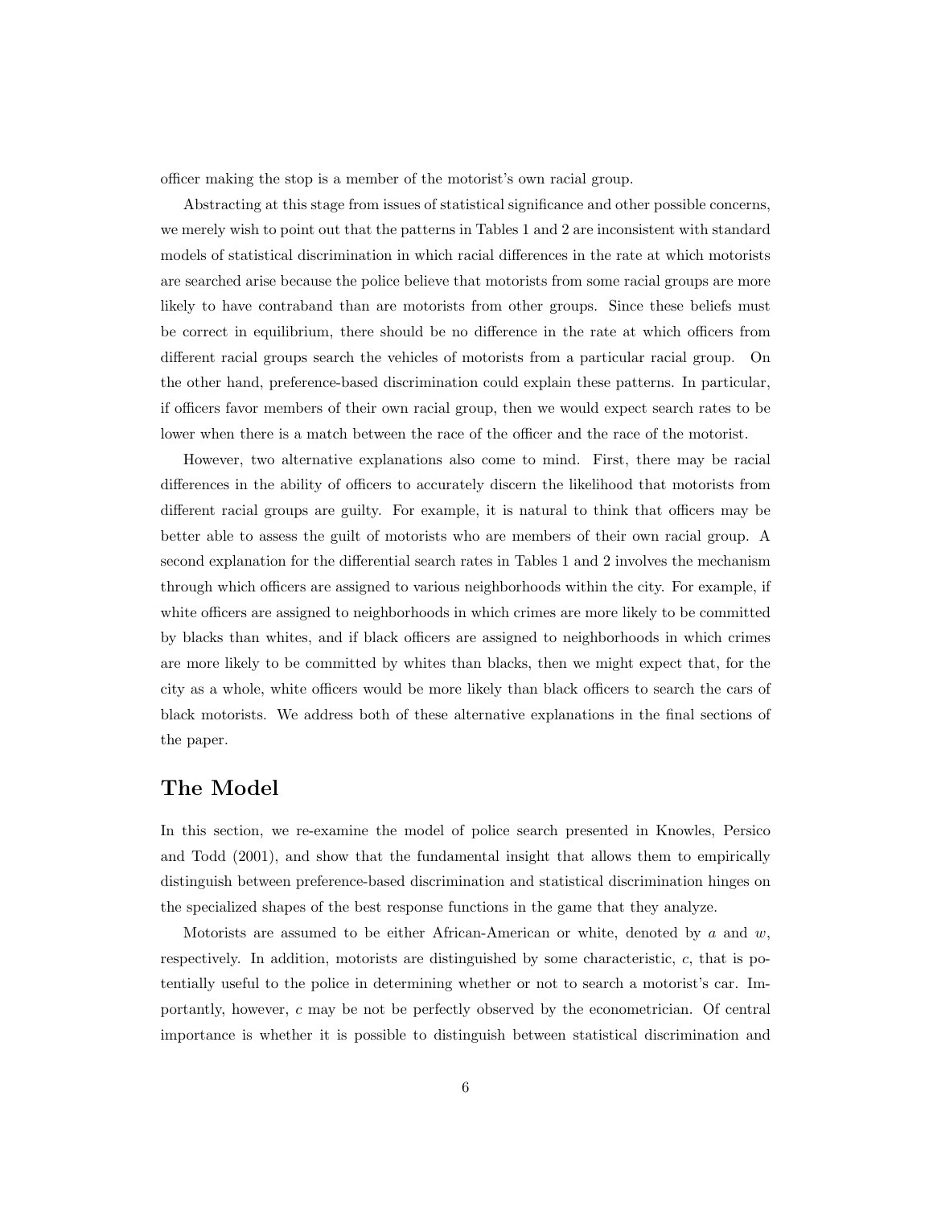officer making the stop is a member of the motorist's own racial group.

Abstracting at this stage from issues of statistical significance and other possible concerns, we merely wish to point out that the patterns in Tables 1 and 2 are inconsistent with standard models of statistical discrimination in which racial differences in the rate at which motorists are searched arise because the police believe that motorists from some racial groups are more likely to have contraband than are motorists from other groups. Since these beliefs must be correct in equilibrium, there should be no difference in the rate at which officers from different racial groups search the vehicles of motorists from a particular racial group. On the other hand, preference-based discrimination could explain these patterns. In particular, if officers favor members of their own racial group, then we would expect search rates to be lower when there is a match between the race of the officer and the race of the motorist.

However, two alternative explanations also come to mind. First, there may be racial differences in the ability of officers to accurately discern the likelihood that motorists from different racial groups are guilty. For example, it is natural to think that officers may be better able to assess the guilt of motorists who are members of their own racial group. A second explanation for the differential search rates in Tables 1 and 2 involves the mechanism through which officers are assigned to various neighborhoods within the city. For example, if white officers are assigned to neighborhoods in which crimes are more likely to be committed by blacks than whites, and if black officers are assigned to neighborhoods in which crimes are more likely to be committed by whites than blacks, then we might expect that, for the city as a whole, white officers would be more likely than black officers to search the cars of black motorists. We address both of these alternative explanations in the final sections of the paper.

## The Model

In this section, we re-examine the model of police search presented in Knowles, Persico and Todd (2001), and show that the fundamental insight that allows them to empirically distinguish between preference-based discrimination and statistical discrimination hinges on the specialized shapes of the best response functions in the game that they analyze.

Motorists are assumed to be either African-American or white, denoted by $a$ and $w$, respectively. In addition, motorists are distinguished by some characteristic, $c$, that is potentially useful to the police in determining whether or not to search a motorist's car. Importantly, however, $c$ may be not be perfectly observed by the econometrician. Of central importance is whether it is possible to distinguish between statistical discrimination and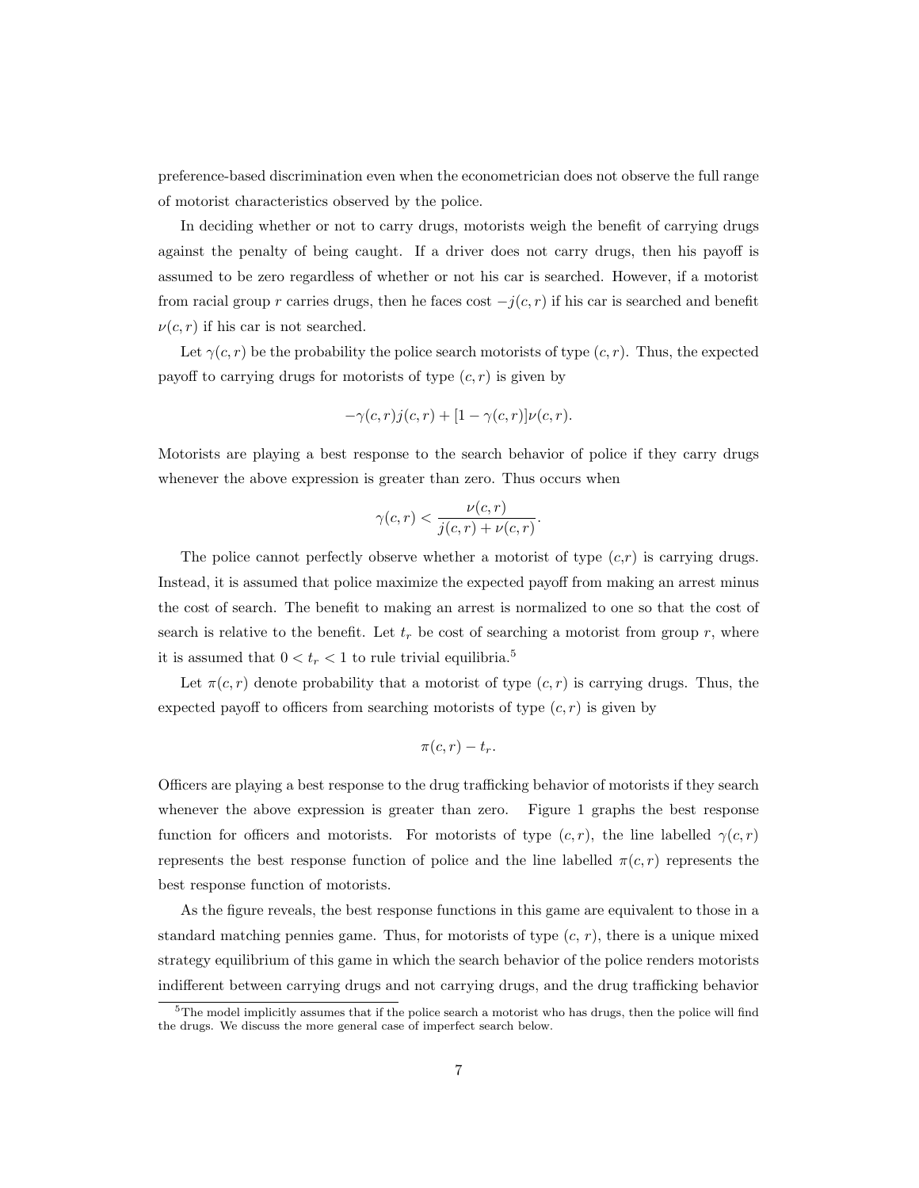preference-based discrimination even when the econometrician does not observe the full range of motorist characteristics observed by the police.

In deciding whether or not to carry drugs, motorists weigh the benefit of carrying drugs against the penalty of being caught. If a driver does not carry drugs, then his payoff is assumed to be zero regardless of whether or not his car is searched. However, if a motorist from racial group $r$ carries drugs, then he faces cost $-j(c, r)$ if his car is searched and benefit $\nu(c, r)$ if his car is not searched.

Let $\gamma(c, r)$ be the probability the police search motorists of type $(c, r)$. Thus, the expected payoff to carrying drugs for motorists of type $(c, r)$ is given by

$$-\gamma(c, r)j(c, r) + [1 - \gamma(c, r)]\nu(c, r).$$

Motorists are playing a best response to the search behavior of police if they carry drugs whenever the above expression is greater than zero. Thus occurs when

$$\gamma(c, r) < \frac{\nu(c, r)}{j(c, r) + \nu(c, r)}.$$

The police cannot perfectly observe whether a motorist of type $(c,r)$ is carrying drugs. Instead, it is assumed that police maximize the expected payoff from making an arrest minus the cost of search. The benefit to making an arrest is normalized to one so that the cost of search is relative to the benefit. Let $t_r$ be cost of searching a motorist from group $r$, where it is assumed that $0 < t_r < 1$ to rule trivial equilibria.[5]

Let $\pi(c, r)$ denote probability that a motorist of type $(c, r)$ is carrying drugs. Thus, the expected payoff to officers from searching motorists of type $(c, r)$ is given by

$$\pi(c, r) - t_r.$$

Officers are playing a best response to the drug trafficking behavior of motorists if they search whenever the above expression is greater than zero. Figure 1 graphs the best response function for officers and motorists. For motorists of type $(c, r)$, the line labelled $\gamma(c, r)$ represents the best response function of police and the line labelled $\pi(c, r)$ represents the best response function of motorists.

As the figure reveals, the best response functions in this game are equivalent to those in a standard matching pennies game. Thus, for motorists of type $(c, r)$, there is a unique mixed strategy equilibrium of this game in which the search behavior of the police renders motorists indifferent between carrying drugs and not carrying drugs, and the drug trafficking behavior

[5]The model implicitly assumes that if the police search a motorist who has drugs, then the police will find the drugs. We discuss the more general case of imperfect search below.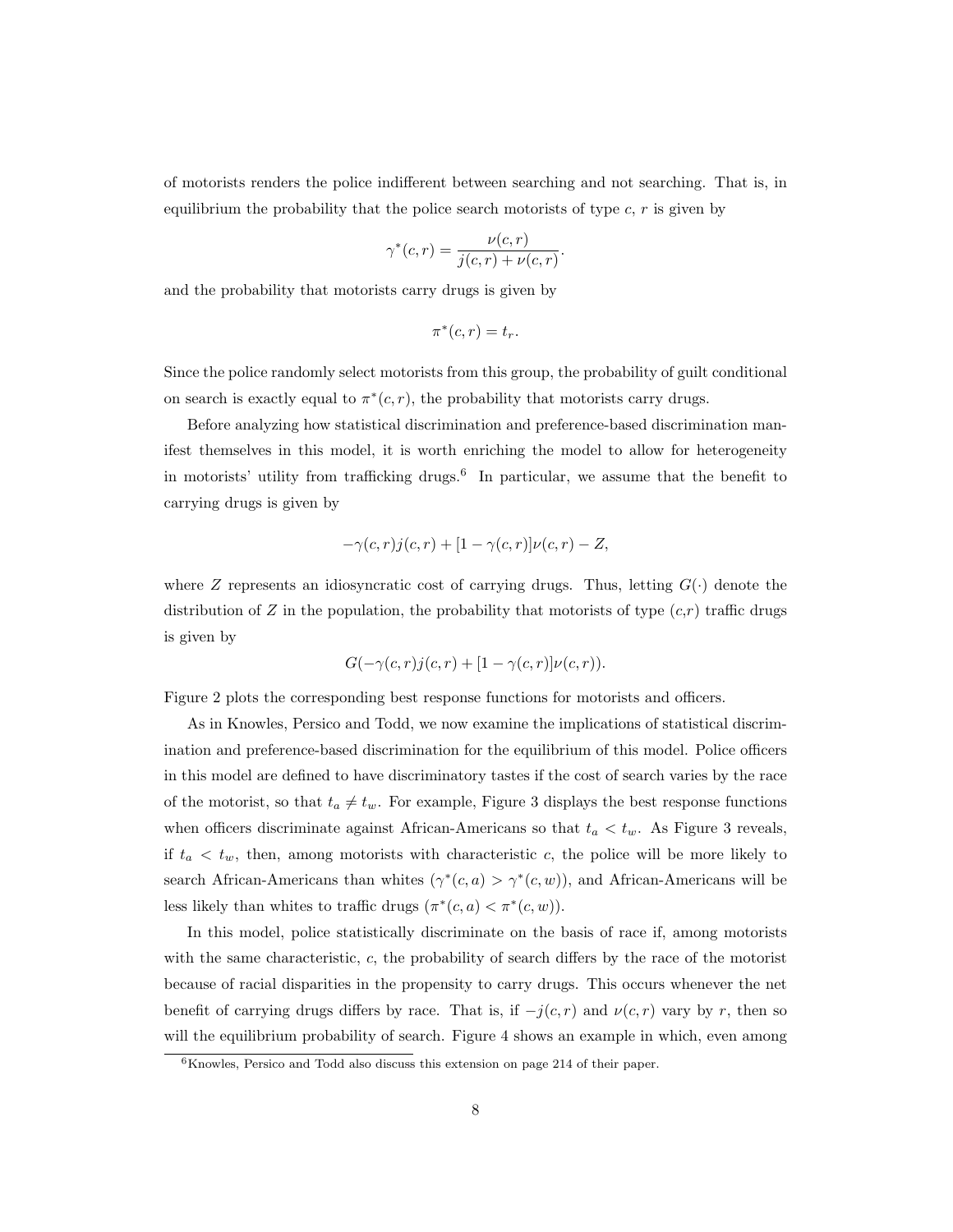of motorists renders the police indifferent between searching and not searching. That is, in equilibrium the probability that the police search motorists of type $c$, $r$ is given by

$$\gamma^*(c,r) = \frac{\nu(c,r)}{j(c,r) + \nu(c,r)}.$$

and the probability that motorists carry drugs is given by

$$\pi^*(c,r) = t_r.$$

Since the police randomly select motorists from this group, the probability of guilt conditional on search is exactly equal to $\pi^*(c,r)$, the probability that motorists carry drugs.

Before analyzing how statistical discrimination and preference-based discrimination manifest themselves in this model, it is worth enriching the model to allow for heterogeneity in motorists' utility from trafficking drugs.[6] In particular, we assume that the benefit to carrying drugs is given by

$$-\gamma(c,r)j(c,r) + [1 - \gamma(c,r)]\nu(c,r) - Z,$$

where $Z$ represents an idiosyncratic cost of carrying drugs. Thus, letting $G(\cdot)$ denote the distribution of $Z$ in the population, the probability that motorists of type $(c,r)$ traffic drugs is given by

$$G(-\gamma(c,r)j(c,r) + [1 - \gamma(c,r)]\nu(c,r)).$$

Figure 2 plots the corresponding best response functions for motorists and officers.

As in Knowles, Persico and Todd, we now examine the implications of statistical discrimination and preference-based discrimination for the equilibrium of this model. Police officers in this model are defined to have discriminatory tastes if the cost of search varies by the race of the motorist, so that $t_a \neq t_w$. For example, Figure 3 displays the best response functions when officers discriminate against African-Americans so that $t_a < t_w$. As Figure 3 reveals, if $t_a < t_w$, then, among motorists with characteristic $c$, the police will be more likely to search African-Americans than whites ($\gamma^*(c,a) > \gamma^*(c,w)$), and African-Americans will be less likely than whites to traffic drugs ($\pi^*(c,a) < \pi^*(c,w)$).

In this model, police statistically discriminate on the basis of race if, among motorists with the same characteristic, $c$, the probability of search differs by the race of the motorist because of racial disparities in the propensity to carry drugs. This occurs whenever the net benefit of carrying drugs differs by race. That is, if $-j(c,r)$ and $\nu(c,r)$ vary by $r$, then so will the equilibrium probability of search. Figure 4 shows an example in which, even among

[6] Knowles, Persico and Todd also discuss this extension on page 214 of their paper.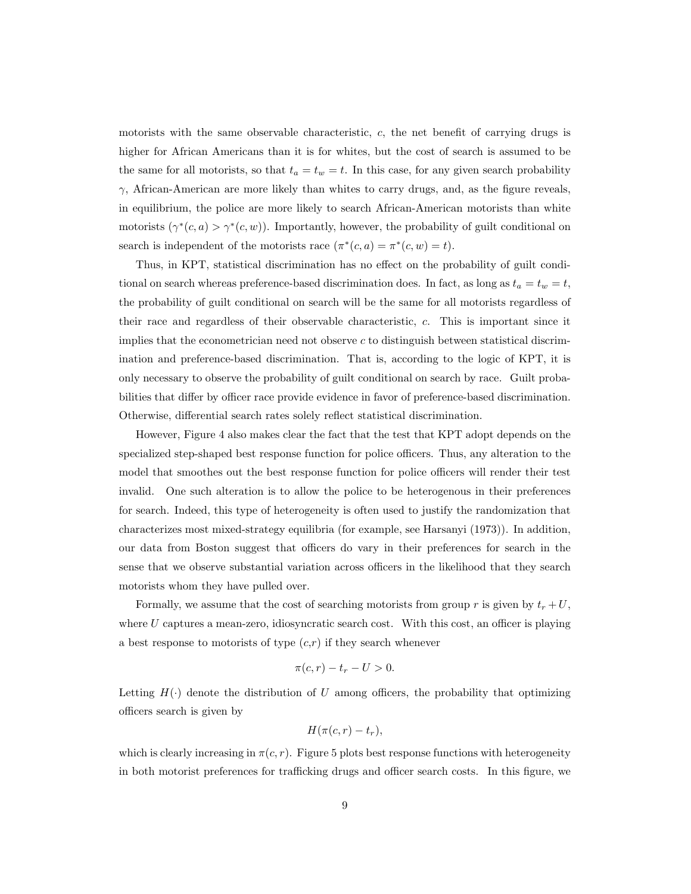motorists with the same observable characteristic, $c$, the net benefit of carrying drugs is higher for African Americans than it is for whites, but the cost of search is assumed to be the same for all motorists, so that $t_a = t_w = t$. In this case, for any given search probability $\gamma$, African-American are more likely than whites to carry drugs, and, as the figure reveals, in equilibrium, the police are more likely to search African-American motorists than white motorists ($\gamma^*(c, a) > \gamma^*(c, w)$). Importantly, however, the probability of guilt conditional on search is independent of the motorists race ($\pi^*(c, a) = \pi^*(c, w) = t$).

Thus, in KPT, statistical discrimination has no effect on the probability of guilt conditional on search whereas preference-based discrimination does. In fact, as long as $t_a = t_w = t$, the probability of guilt conditional on search will be the same for all motorists regardless of their race and regardless of their observable characteristic, $c$. This is important since it implies that the econometrician need not observe $c$ to distinguish between statistical discrimination and preference-based discrimination. That is, according to the logic of KPT, it is only necessary to observe the probability of guilt conditional on search by race. Guilt probabilities that differ by officer race provide evidence in favor of preference-based discrimination. Otherwise, differential search rates solely reflect statistical discrimination.

However, Figure 4 also makes clear the fact that the test that KPT adopt depends on the specialized step-shaped best response function for police officers. Thus, any alteration to the model that smoothes out the best response function for police officers will render their test invalid. One such alteration is to allow the police to be heterogenous in their preferences for search. Indeed, this type of heterogeneity is often used to justify the randomization that characterizes most mixed-strategy equilibria (for example, see Harsanyi (1973)). In addition, our data from Boston suggest that officers do vary in their preferences for search in the sense that we observe substantial variation across officers in the likelihood that they search motorists whom they have pulled over.

Formally, we assume that the cost of searching motorists from group $r$ is given by $t_r + U$, where $U$ captures a mean-zero, idiosyncratic search cost. With this cost, an officer is playing a best response to motorists of type $(c,r)$ if they search whenever

$$\pi(c, r) - t_r - U > 0.$$

Letting $H(\cdot)$ denote the distribution of $U$ among officers, the probability that optimizing officers search is given by

$$H(\pi(c, r) - t_r),$$

which is clearly increasing in $\pi(c, r)$. Figure 5 plots best response functions with heterogeneity in both motorist preferences for trafficking drugs and officer search costs. In this figure, we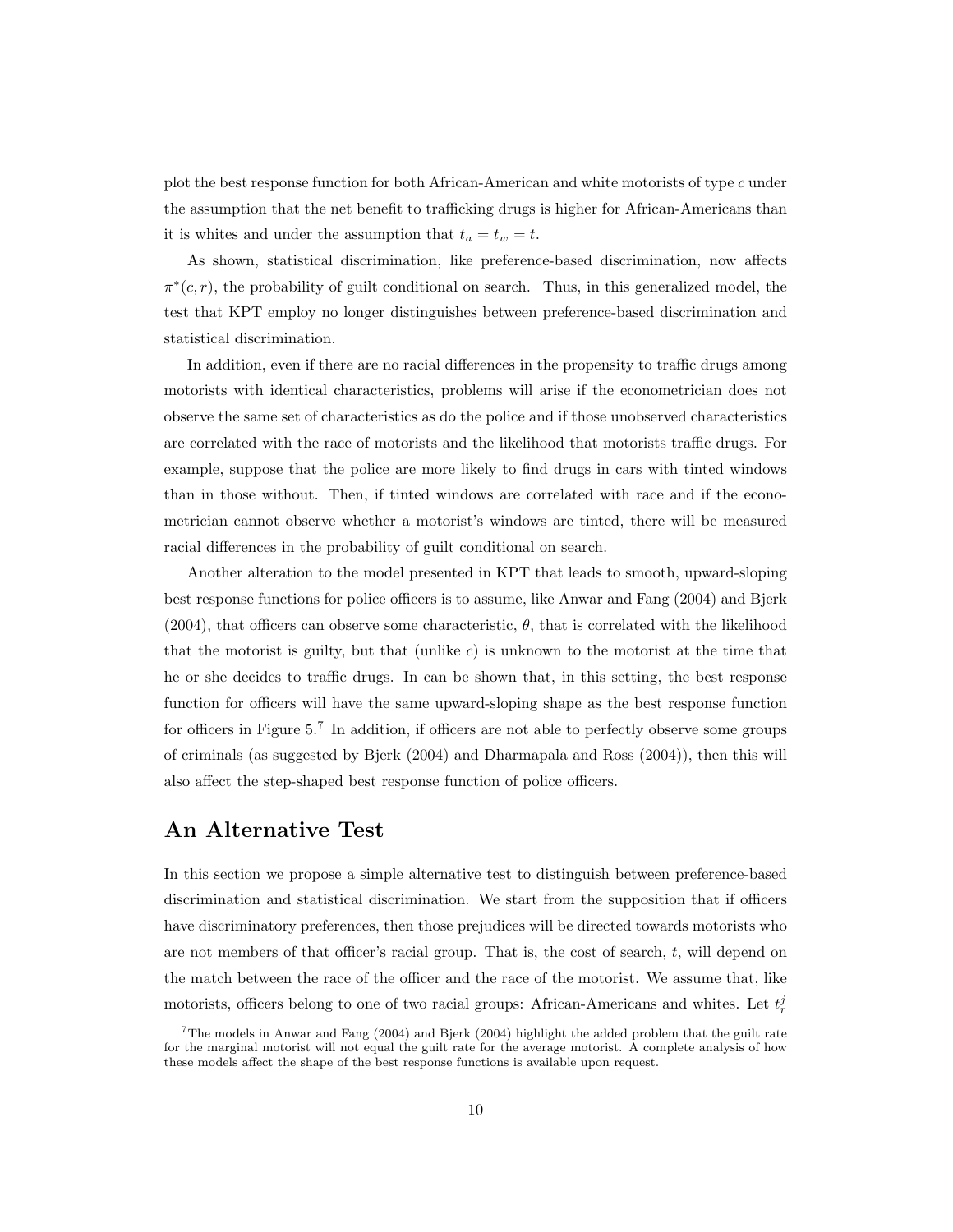plot the best response function for both African-American and white motorists of type $c$ under the assumption that the net benefit to trafficking drugs is higher for African-Americans than it is whites and under the assumption that $t_a = t_w = t$.

As shown, statistical discrimination, like preference-based discrimination, now affects $\pi^*(c, r)$, the probability of guilt conditional on search. Thus, in this generalized model, the test that KPT employ no longer distinguishes between preference-based discrimination and statistical discrimination.

In addition, even if there are no racial differences in the propensity to traffic drugs among motorists with identical characteristics, problems will arise if the econometrician does not observe the same set of characteristics as do the police and if those unobserved characteristics are correlated with the race of motorists and the likelihood that motorists traffic drugs. For example, suppose that the police are more likely to find drugs in cars with tinted windows than in those without. Then, if tinted windows are correlated with race and if the econometrician cannot observe whether a motorist's windows are tinted, there will be measured racial differences in the probability of guilt conditional on search.

Another alteration to the model presented in KPT that leads to smooth, upward-sloping best response functions for police officers is to assume, like Anwar and Fang (2004) and Bjerk (2004), that officers can observe some characteristic, $\theta$, that is correlated with the likelihood that the motorist is guilty, but that (unlike $c$) is unknown to the motorist at the time that he or she decides to traffic drugs. In can be shown that, in this setting, the best response function for officers will have the same upward-sloping shape as the best response function for officers in Figure 5.[7] In addition, if officers are not able to perfectly observe some groups of criminals (as suggested by Bjerk (2004) and Dharmapala and Ross (2004)), then this will also affect the step-shaped best response function of police officers.

## An Alternative Test

In this section we propose a simple alternative test to distinguish between preference-based discrimination and statistical discrimination. We start from the supposition that if officers have discriminatory preferences, then those prejudices will be directed towards motorists who are not members of that officer's racial group. That is, the cost of search, $t$, will depend on the match between the race of the officer and the race of the motorist. We assume that, like motorists, officers belong to one of two racial groups: African-Americans and whites. Let $t_r^j$

[7] The models in Anwar and Fang (2004) and Bjerk (2004) highlight the added problem that the guilt rate for the marginal motorist will not equal the guilt rate for the average motorist. A complete analysis of how these models affect the shape of the best response functions is available upon request.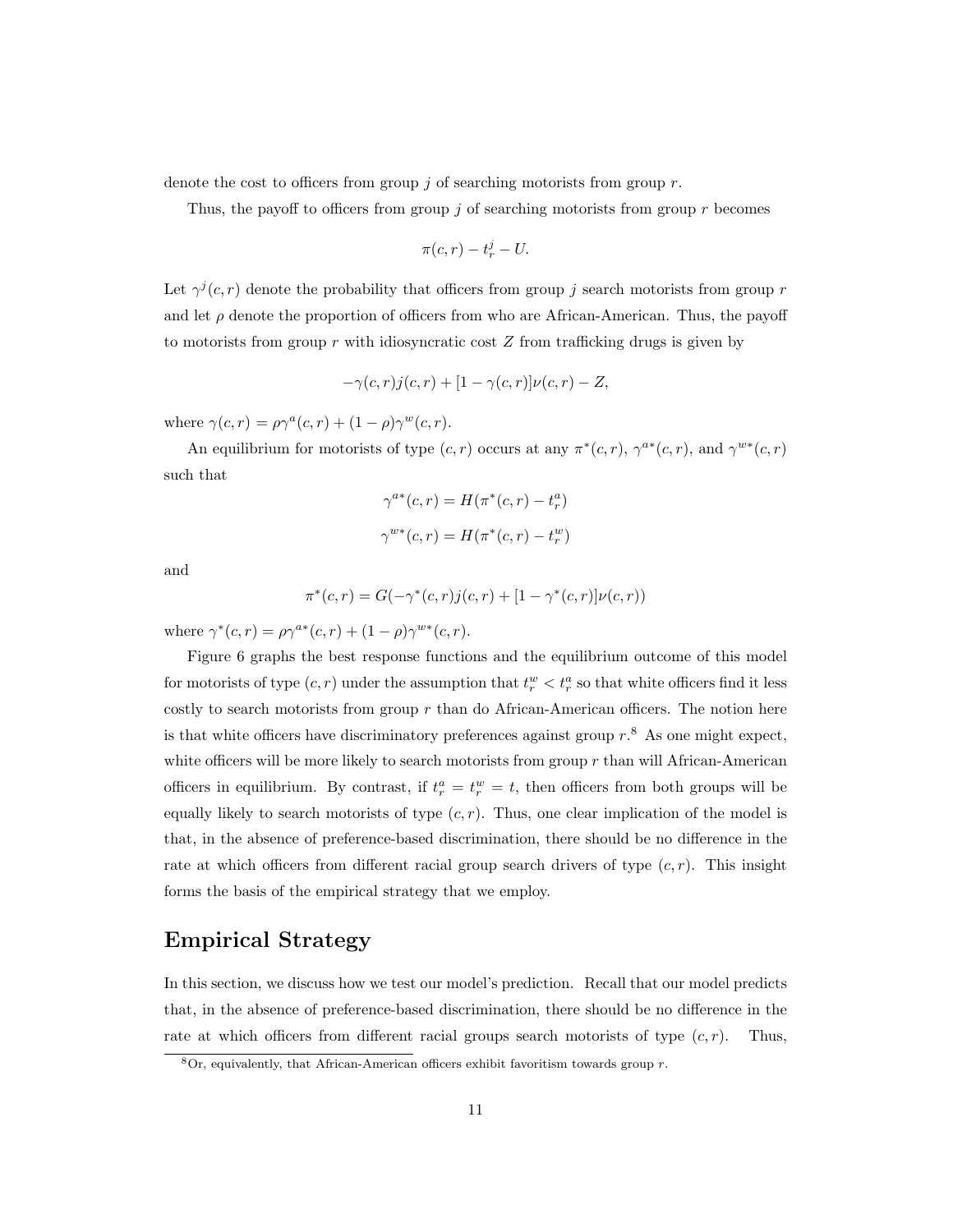denote the cost to officers from group $j$ of searching motorists from group $r$.

Thus, the payoff to officers from group $j$ of searching motorists from group $r$ becomes

$$\pi(c, r) - t_r^j - U.$$

Let $\gamma^j(c, r)$ denote the probability that officers from group $j$ search motorists from group $r$ and let $\rho$ denote the proportion of officers from who are African-American. Thus, the payoff to motorists from group $r$ with idiosyncratic cost $Z$ from trafficking drugs is given by

$$-\gamma(c, r)j(c, r) + [1 - \gamma(c, r)]\nu(c, r) - Z,$$

where $\gamma(c, r) = \rho\gamma^a(c, r) + (1 - \rho)\gamma^w(c, r)$.

An equilibrium for motorists of type $(c, r)$ occurs at any $\pi^*(c, r)$, $\gamma^{a*}(c, r)$, and $\gamma^{w*}(c, r)$ such that

$$\gamma^{a*}(c, r) = H(\pi^*(c, r) - t_r^a)$$

$$\gamma^{w*}(c, r) = H(\pi^*(c, r) - t_r^w)$$

and

$$\pi^*(c, r) = G(-\gamma^*(c, r)j(c, r) + [1 - \gamma^*(c, r)]\nu(c, r))$$

where $\gamma^*(c, r) = \rho\gamma^{a*}(c, r) + (1 - \rho)\gamma^{w*}(c, r)$.

Figure 6 graphs the best response functions and the equilibrium outcome of this model for motorists of type $(c, r)$ under the assumption that $t_r^w < t_r^a$ so that white officers find it less costly to search motorists from group $r$ than do African-American officers. The notion here is that white officers have discriminatory preferences against group $r$.[8] As one might expect, white officers will be more likely to search motorists from group $r$ than will African-American officers in equilibrium. By contrast, if $t_r^a = t_r^w = t$, then officers from both groups will be equally likely to search motorists of type $(c, r)$. Thus, one clear implication of the model is that, in the absence of preference-based discrimination, there should be no difference in the rate at which officers from different racial group search drivers of type $(c, r)$. This insight forms the basis of the empirical strategy that we employ.

## Empirical Strategy

In this section, we discuss how we test our model's prediction. Recall that our model predicts that, in the absence of preference-based discrimination, there should be no difference in the rate at which officers from different racial groups search motorists of type $(c, r)$. Thus,

[8] Or, equivalently, that African-American officers exhibit favoritism towards group $r$.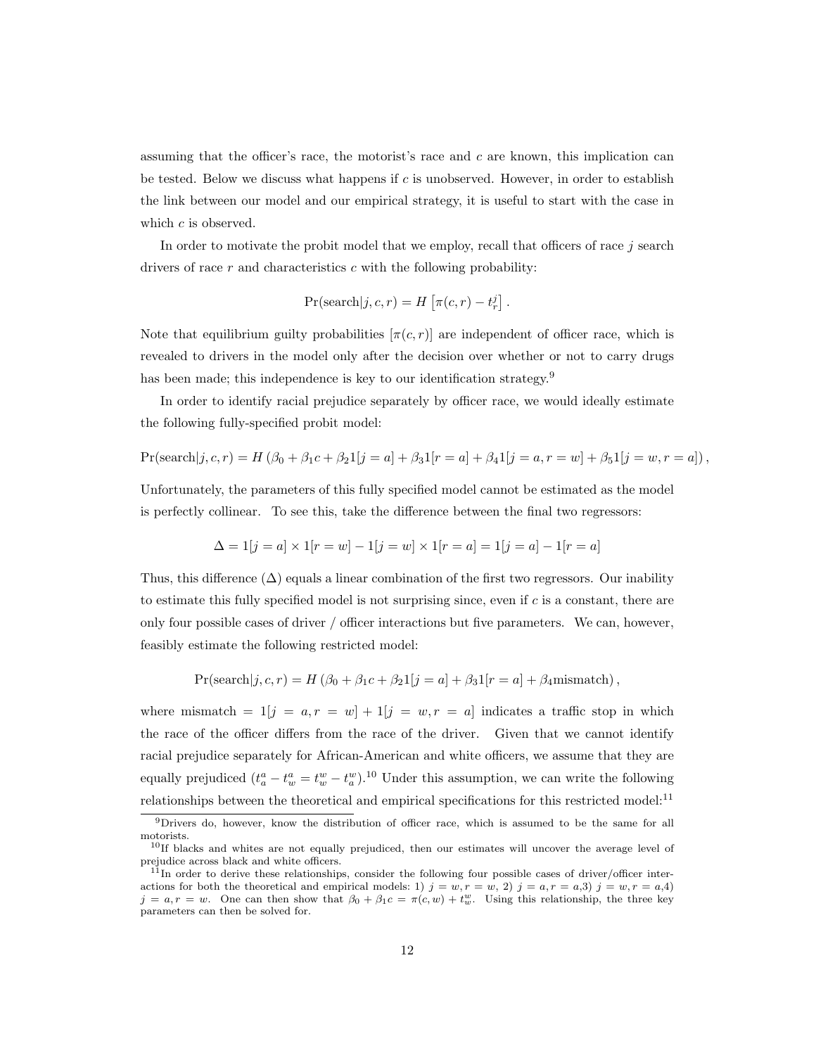assuming that the officer's race, the motorist's race and $c$ are known, this implication can be tested. Below we discuss what happens if $c$ is unobserved. However, in order to establish the link between our model and our empirical strategy, it is useful to start with the case in which $c$ is observed.

In order to motivate the probit model that we employ, recall that officers of race $j$ search drivers of race $r$ and characteristics $c$ with the following probability:

$$\Pr(\text{search}|j, c, r) = H\left[\pi(c, r) - t_r^j\right].$$

Note that equilibrium guilty probabilities $[\pi(c, r)]$ are independent of officer race, which is revealed to drivers in the model only after the decision over whether or not to carry drugs has been made; this independence is key to our identification strategy.[9]

In order to identify racial prejudice separately by officer race, we would ideally estimate the following fully-specified probit model:

$$\Pr(\text{search}|j, c, r) = H\left(\beta_0 + \beta_1 c + \beta_2 1[j = a] + \beta_3 1[r = a] + \beta_4 1[j = a, r = w] + \beta_5 1[j = w, r = a]\right),$$

Unfortunately, the parameters of this fully specified model cannot be estimated as the model is perfectly collinear. To see this, take the difference between the final two regressors:

$$\Delta = 1[j = a] \times 1[r = w] - 1[j = w] \times 1[r = a] = 1[j = a] - 1[r = a]$$

Thus, this difference ($\Delta$) equals a linear combination of the first two regressors. Our inability to estimate this fully specified model is not surprising since, even if $c$ is a constant, there are only four possible cases of driver / officer interactions but five parameters. We can, however, feasibly estimate the following restricted model:

$$\Pr(\text{search}|j, c, r) = H\left(\beta_0 + \beta_1 c + \beta_2 1[j = a] + \beta_3 1[r = a] + \beta_4 \text{mismatch}\right),$$

where mismatch $= 1[j = a, r = w] + 1[j = w, r = a]$ indicates a traffic stop in which the race of the officer differs from the race of the driver. Given that we cannot identify racial prejudice separately for African-American and white officers, we assume that they are equally prejudiced ($t_a^a - t_w^a = t_w^w - t_a^w$).[10] Under this assumption, we can write the following relationships between the theoretical and empirical specifications for this restricted model:[11]

---

[9] Drivers do, however, know the distribution of officer race, which is assumed to be the same for all motorists.

[10] If blacks and whites are not equally prejudiced, then our estimates will uncover the average level of prejudice across black and white officers.

[11] In order to derive these relationships, consider the following four possible cases of driver/officer interactions for both the theoretical and empirical models: 1) $j = w, r = w$, 2) $j = a, r = a$,3) $j = w, r = a$,4) $j = a, r = w$. One can then show that $\beta_0 + \beta_1 c = \pi(c, w) + t_w^w$. Using this relationship, the three key parameters can then be solved for.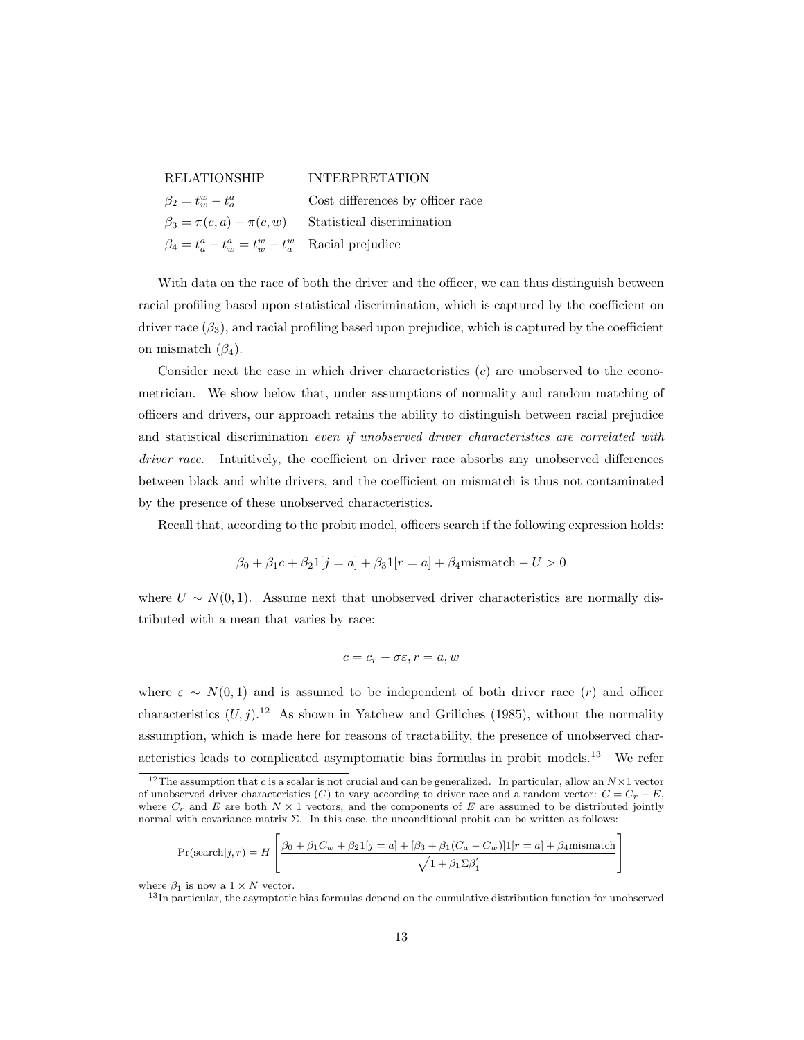| RELATIONSHIP | INTERPRETATION |
|---|---|
| $\beta_2 = t_w^w - t_a^a$ | Cost differences by officer race |
| $\beta_3 = \pi(c, a) - \pi(c, w)$ | Statistical discrimination |
| $\beta_4 = t_a^a - t_w^a = t_w^w - t_a^w$ | Racial prejudice |

With data on the race of both the driver and the officer, we can thus distinguish between racial profiling based upon statistical discrimination, which is captured by the coefficient on driver race ($\beta_3$), and racial profiling based upon prejudice, which is captured by the coefficient on mismatch ($\beta_4$).

Consider next the case in which driver characteristics ($c$) are unobserved to the econometrician. We show below that, under assumptions of normality and random matching of officers and drivers, our approach retains the ability to distinguish between racial prejudice and statistical discrimination *even if unobserved driver characteristics are correlated with driver race.* Intuitively, the coefficient on driver race absorbs any unobserved differences between black and white drivers, and the coefficient on mismatch is thus not contaminated by the presence of these unobserved characteristics.

Recall that, according to the probit model, officers search if the following expression holds:

$$\beta_0 + \beta_1 c + \beta_2 1[j = a] + \beta_3 1[r = a] + \beta_4 \text{mismatch} - U > 0$$

where $U \sim N(0, 1)$. Assume next that unobserved driver characteristics are normally distributed with a mean that varies by race:

$$c = c_r - \sigma\varepsilon, r = a, w$$

where $\varepsilon \sim N(0, 1)$ and is assumed to be independent of both driver race ($r$) and officer characteristics ($U, j$).[12] As shown in Yatchew and Griliches (1985), without the normality assumption, which is made here for reasons of tractability, the presence of unobserved characteristics leads to complicated asymptomatic bias formulas in probit models.[13] We refer

[12] The assumption that $c$ is a scalar is not crucial and can be generalized. In particular, allow an $N \times 1$ vector of unobserved driver characteristics ($C$) to vary according to driver race and a random vector: $C = C_r - E$, where $C_r$ and $E$ are both $N \times 1$ vectors, and the components of $E$ are assumed to be distributed jointly normal with covariance matrix $\Sigma$. In this case, the unconditional probit can be written as follows:

$$\Pr(\text{search}|j, r) = H\left[\frac{\beta_0 + \beta_1 C_w + \beta_2 1[j = a] + [\beta_3 + \beta_1(C_a - C_w)]1[r = a] + \beta_4 \text{mismatch}}{\sqrt{1 + \beta_1 \Sigma \beta_1'}}\right]$$

where $\beta_1$ is now a $1 \times N$ vector.

[13] In particular, the asymptotic bias formulas depend on the cumulative distribution function for unobserved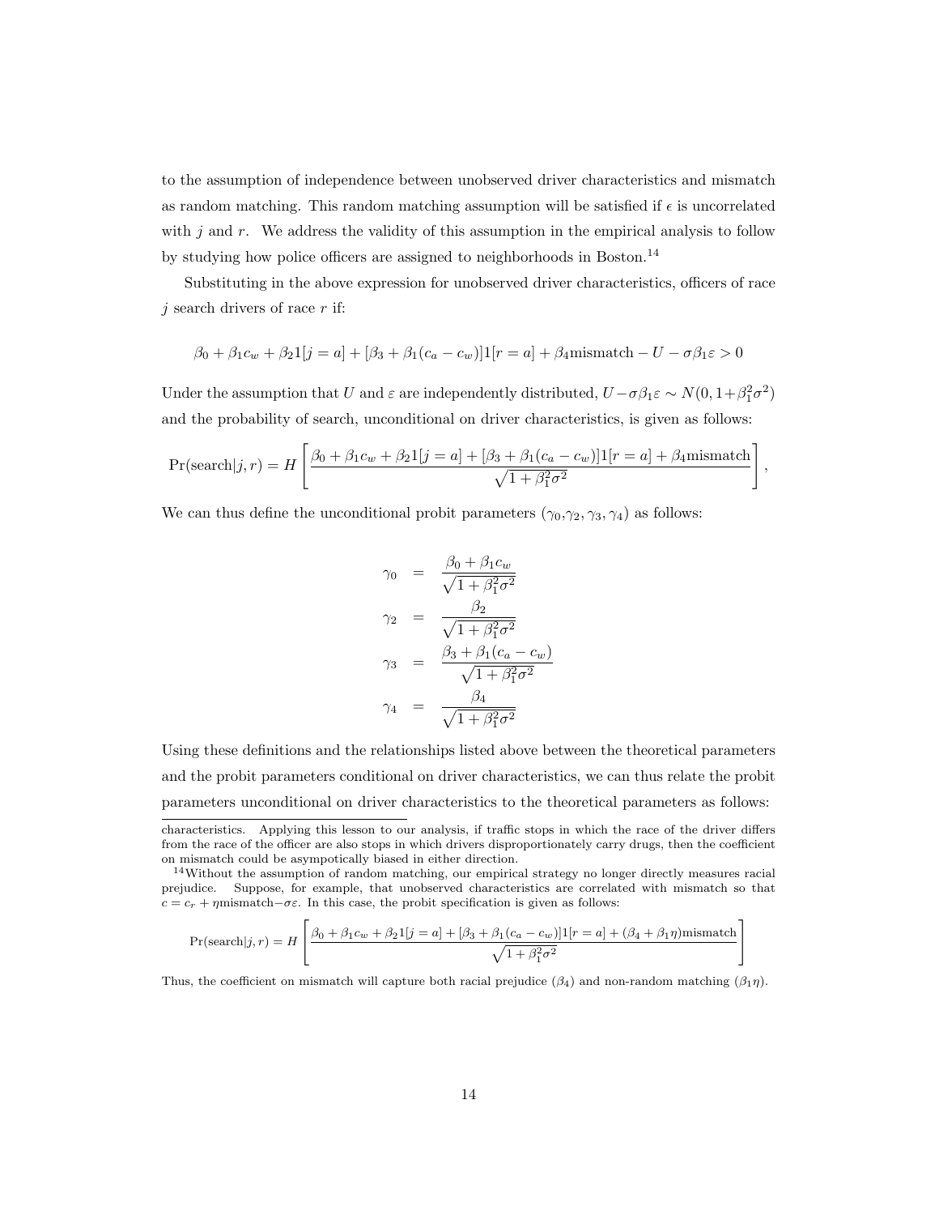to the assumption of independence between unobserved driver characteristics and mismatch as random matching. This random matching assumption will be satisfied if $\epsilon$ is uncorrelated with $j$ and $r$. We address the validity of this assumption in the empirical analysis to follow by studying how police officers are assigned to neighborhoods in Boston.[14]

Substituting in the above expression for unobserved driver characteristics, officers of race $j$ search drivers of race $r$ if:

$$\beta_0 + \beta_1 c_w + \beta_2 1[j = a] + [\beta_3 + \beta_1(c_a - c_w)]1[r = a] + \beta_4 \text{mismatch} - U - \sigma\beta_1\varepsilon > 0$$

Under the assumption that $U$ and $\varepsilon$ are independently distributed, $U - \sigma\beta_1\varepsilon \sim N(0, 1+\beta_1^2\sigma^2)$ and the probability of search, unconditional on driver characteristics, is given as follows:

$$\Pr(\text{search}|j, r) = H\left[\frac{\beta_0 + \beta_1 c_w + \beta_2 1[j = a] + [\beta_3 + \beta_1(c_a - c_w)]1[r = a] + \beta_4 \text{mismatch}}{\sqrt{1 + \beta_1^2\sigma^2}}\right],$$

We can thus define the unconditional probit parameters ($\gamma_0$,$\gamma_2$, $\gamma_3$, $\gamma_4$) as follows:

$$\begin{aligned}
\gamma_0 &= \frac{\beta_0 + \beta_1 c_w}{\sqrt{1 + \beta_1^2\sigma^2}} \\
\gamma_2 &= \frac{\beta_2}{\sqrt{1 + \beta_1^2\sigma^2}} \\
\gamma_3 &= \frac{\beta_3 + \beta_1(c_a - c_w)}{\sqrt{1 + \beta_1^2\sigma^2}} \\
\gamma_4 &= \frac{\beta_4}{\sqrt{1 + \beta_1^2\sigma^2}}
\end{aligned}$$

Using these definitions and the relationships listed above between the theoretical parameters and the probit parameters conditional on driver characteristics, we can thus relate the probit parameters unconditional on driver characteristics to the theoretical parameters as follows:

---

characteristics. Applying this lesson to our analysis, if traffic stops in which the race of the driver differs from the race of the officer are also stops in which drivers disproportionately carry drugs, then the coefficient on mismatch could be asympotically biased in either direction.

[14] Without the assumption of random matching, our empirical strategy no longer directly measures racial prejudice. Suppose, for example, that unobserved characteristics are correlated with mismatch so that $c = c_r + \eta\text{mismatch} - \sigma\varepsilon$. In this case, the probit specification is given as follows:

$$\Pr(\text{search}|j, r) = H\left[\frac{\beta_0 + \beta_1 c_w + \beta_2 1[j = a] + [\beta_3 + \beta_1(c_a - c_w)]1[r = a] + (\beta_4 + \beta_1\eta)\text{mismatch}}{\sqrt{1 + \beta_1^2\sigma^2}}\right]$$

Thus, the coefficient on mismatch will capture both racial prejudice ($\beta_4$) and non-random matching ($\beta_1\eta$).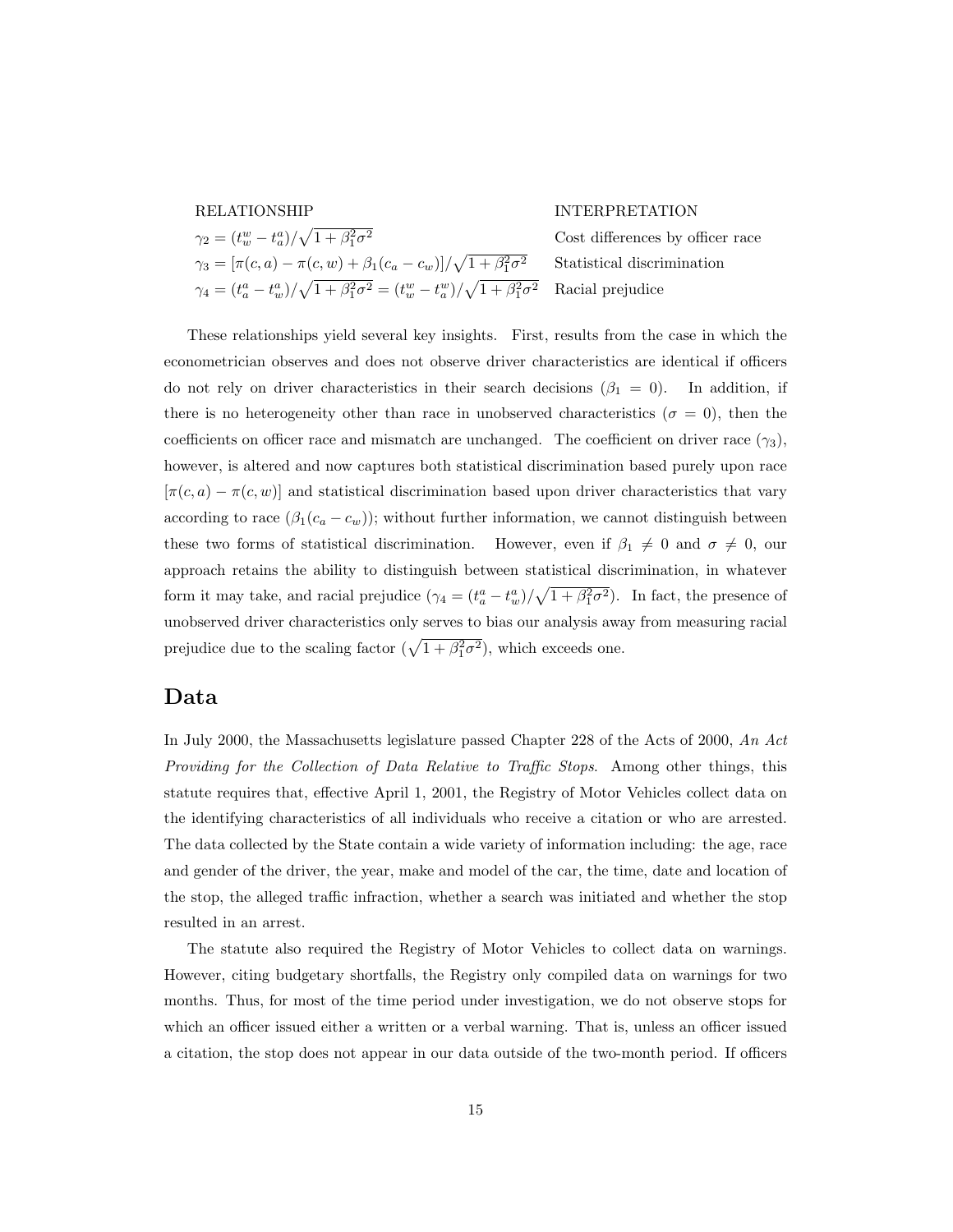| RELATIONSHIP | INTERPRETATION |
|---|---|
| $\gamma_2 = (t_w^w - t_a^a)/\sqrt{1+\beta_1^2\sigma^2}$ | Cost differences by officer race |
| $\gamma_3 = [\pi(c,a) - \pi(c,w) + \beta_1(c_a - c_w)]/\sqrt{1+\beta_1^2\sigma^2}$ | Statistical discrimination |
| $\gamma_4 = (t_a^a - t_w^a)/\sqrt{1+\beta_1^2\sigma^2} = (t_w^w - t_a^w)/\sqrt{1+\beta_1^2\sigma^2}$ | Racial prejudice |

These relationships yield several key insights. First, results from the case in which the econometrician observes and does not observe driver characteristics are identical if officers do not rely on driver characteristics in their search decisions ($\beta_1 = 0$). In addition, if there is no heterogeneity other than race in unobserved characteristics ($\sigma = 0$), then the coefficients on officer race and mismatch are unchanged. The coefficient on driver race ($\gamma_3$), however, is altered and now captures both statistical discrimination based purely upon race $[\pi(c,a) - \pi(c,w)]$ and statistical discrimination based upon driver characteristics that vary according to race ($\beta_1(c_a - c_w)$); without further information, we cannot distinguish between these two forms of statistical discrimination. However, even if $\beta_1 \neq 0$ and $\sigma \neq 0$, our approach retains the ability to distinguish between statistical discrimination, in whatever form it may take, and racial prejudice ($\gamma_4 = (t_a^a - t_w^a)/\sqrt{1+\beta_1^2\sigma^2}$). In fact, the presence of unobserved driver characteristics only serves to bias our analysis away from measuring racial prejudice due to the scaling factor ($\sqrt{1+\beta_1^2\sigma^2}$), which exceeds one.

## Data

In July 2000, the Massachusetts legislature passed Chapter 228 of the Acts of 2000, *An Act Providing for the Collection of Data Relative to Traffic Stops*. Among other things, this statute requires that, effective April 1, 2001, the Registry of Motor Vehicles collect data on the identifying characteristics of all individuals who receive a citation or who are arrested. The data collected by the State contain a wide variety of information including: the age, race and gender of the driver, the year, make and model of the car, the time, date and location of the stop, the alleged traffic infraction, whether a search was initiated and whether the stop resulted in an arrest.

The statute also required the Registry of Motor Vehicles to collect data on warnings. However, citing budgetary shortfalls, the Registry only compiled data on warnings for two months. Thus, for most of the time period under investigation, we do not observe stops for which an officer issued either a written or a verbal warning. That is, unless an officer issued a citation, the stop does not appear in our data outside of the two-month period. If officers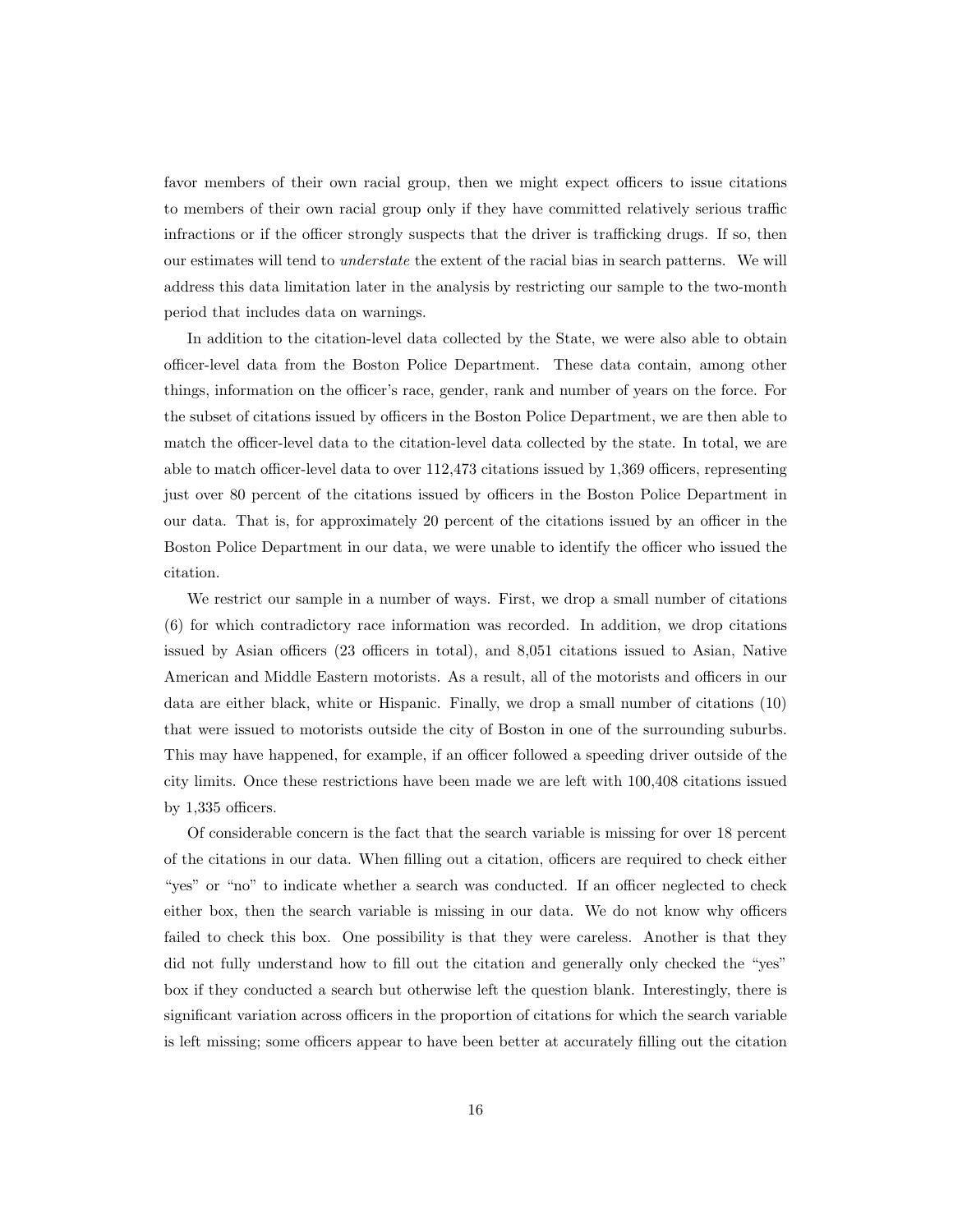favor members of their own racial group, then we might expect officers to issue citations to members of their own racial group only if they have committed relatively serious traffic infractions or if the officer strongly suspects that the driver is trafficking drugs. If so, then our estimates will tend to *understate* the extent of the racial bias in search patterns. We will address this data limitation later in the analysis by restricting our sample to the two-month period that includes data on warnings.

In addition to the citation-level data collected by the State, we were also able to obtain officer-level data from the Boston Police Department. These data contain, among other things, information on the officer's race, gender, rank and number of years on the force. For the subset of citations issued by officers in the Boston Police Department, we are then able to match the officer-level data to the citation-level data collected by the state. In total, we are able to match officer-level data to over 112,473 citations issued by 1,369 officers, representing just over 80 percent of the citations issued by officers in the Boston Police Department in our data. That is, for approximately 20 percent of the citations issued by an officer in the Boston Police Department in our data, we were unable to identify the officer who issued the citation.

We restrict our sample in a number of ways. First, we drop a small number of citations (6) for which contradictory race information was recorded. In addition, we drop citations issued by Asian officers (23 officers in total), and 8,051 citations issued to Asian, Native American and Middle Eastern motorists. As a result, all of the motorists and officers in our data are either black, white or Hispanic. Finally, we drop a small number of citations (10) that were issued to motorists outside the city of Boston in one of the surrounding suburbs. This may have happened, for example, if an officer followed a speeding driver outside of the city limits. Once these restrictions have been made we are left with 100,408 citations issued by 1,335 officers.

Of considerable concern is the fact that the search variable is missing for over 18 percent of the citations in our data. When filling out a citation, officers are required to check either "yes" or "no" to indicate whether a search was conducted. If an officer neglected to check either box, then the search variable is missing in our data. We do not know why officers failed to check this box. One possibility is that they were careless. Another is that they did not fully understand how to fill out the citation and generally only checked the "yes" box if they conducted a search but otherwise left the question blank. Interestingly, there is significant variation across officers in the proportion of citations for which the search variable is left missing; some officers appear to have been better at accurately filling out the citation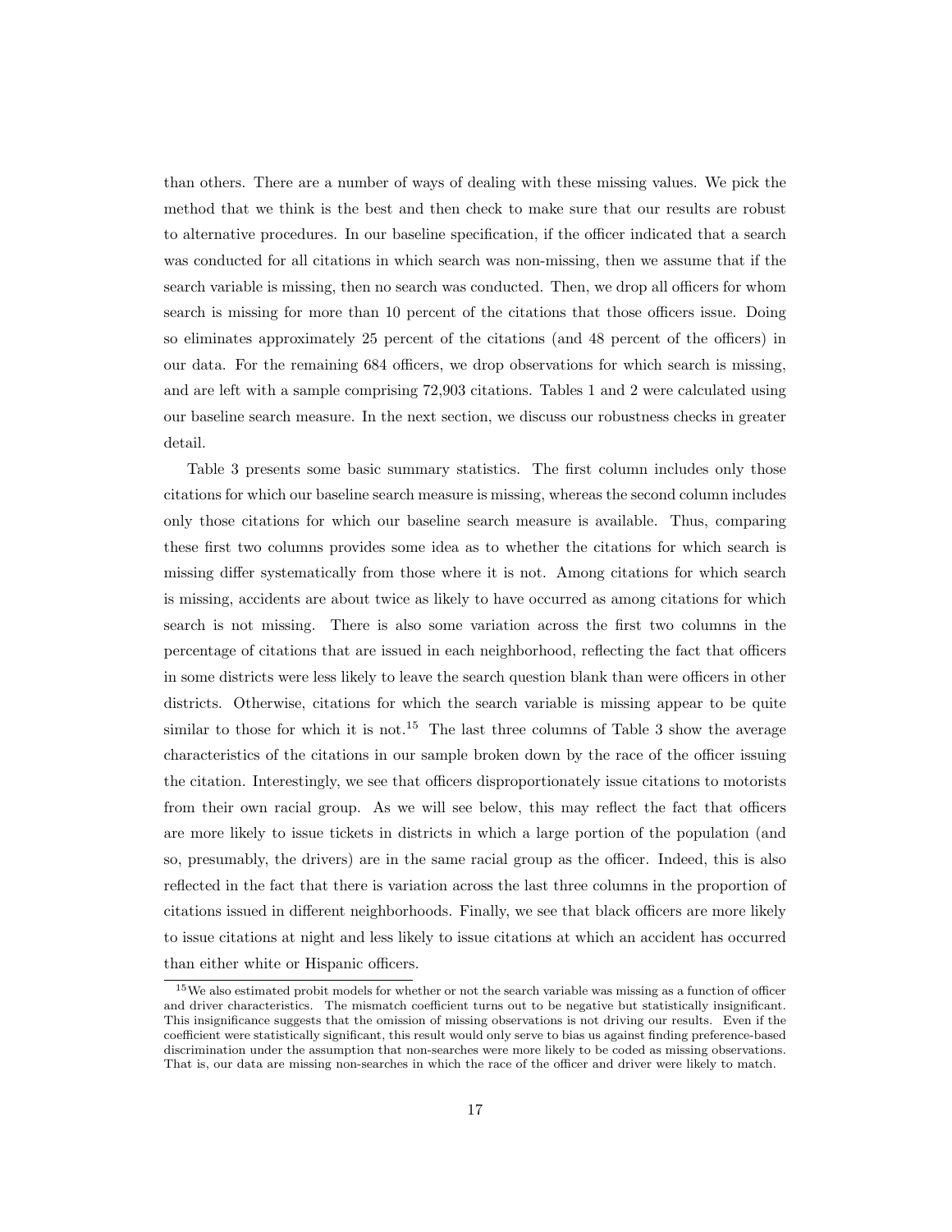than others. There are a number of ways of dealing with these missing values. We pick the method that we think is the best and then check to make sure that our results are robust to alternative procedures. In our baseline specification, if the officer indicated that a search was conducted for all citations in which search was non-missing, then we assume that if the search variable is missing, then no search was conducted. Then, we drop all officers for whom search is missing for more than 10 percent of the citations that those officers issue. Doing so eliminates approximately 25 percent of the citations (and 48 percent of the officers) in our data. For the remaining 684 officers, we drop observations for which search is missing, and are left with a sample comprising 72,903 citations. Tables 1 and 2 were calculated using our baseline search measure. In the next section, we discuss our robustness checks in greater detail.

Table 3 presents some basic summary statistics. The first column includes only those citations for which our baseline search measure is missing, whereas the second column includes only those citations for which our baseline search measure is available. Thus, comparing these first two columns provides some idea as to whether the citations for which search is missing differ systematically from those where it is not. Among citations for which search is missing, accidents are about twice as likely to have occurred as among citations for which search is not missing. There is also some variation across the first two columns in the percentage of citations that are issued in each neighborhood, reflecting the fact that officers in some districts were less likely to leave the search question blank than were officers in other districts. Otherwise, citations for which the search variable is missing appear to be quite similar to those for which it is not.[15] The last three columns of Table 3 show the average characteristics of the citations in our sample broken down by the race of the officer issuing the citation. Interestingly, we see that officers disproportionately issue citations to motorists from their own racial group. As we will see below, this may reflect the fact that officers are more likely to issue tickets in districts in which a large portion of the population (and so, presumably, the drivers) are in the same racial group as the officer. Indeed, this is also reflected in the fact that there is variation across the last three columns in the proportion of citations issued in different neighborhoods. Finally, we see that black officers are more likely to issue citations at night and less likely to issue citations at which an accident has occurred than either white or Hispanic officers.

[15] We also estimated probit models for whether or not the search variable was missing as a function of officer and driver characteristics. The mismatch coefficient turns out to be negative but statistically insignificant. This insignificance suggests that the omission of missing observations is not driving our results. Even if the coefficient were statistically significant, this result would only serve to bias us against finding preference-based discrimination under the assumption that non-searches were more likely to be coded as missing observations. That is, our data are missing non-searches in which the race of the officer and driver were likely to match.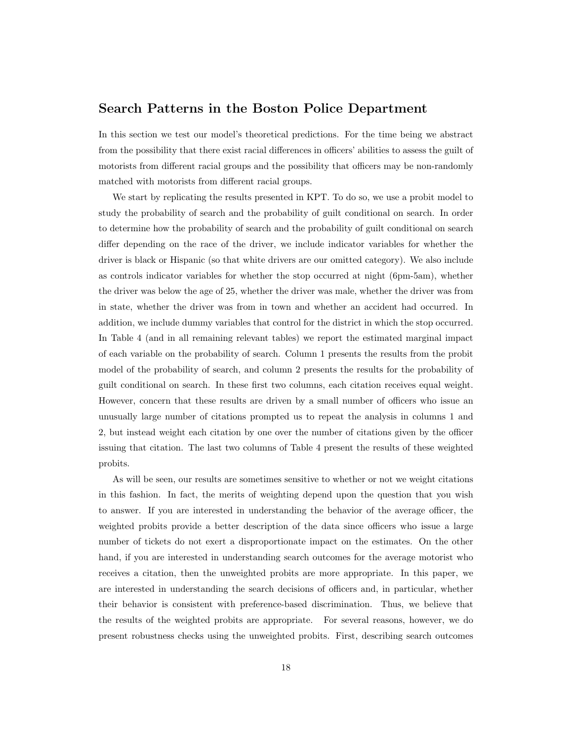## Search Patterns in the Boston Police Department

In this section we test our model's theoretical predictions. For the time being we abstract from the possibility that there exist racial differences in officers' abilities to assess the guilt of motorists from different racial groups and the possibility that officers may be non-randomly matched with motorists from different racial groups.

We start by replicating the results presented in KPT. To do so, we use a probit model to study the probability of search and the probability of guilt conditional on search. In order to determine how the probability of search and the probability of guilt conditional on search differ depending on the race of the driver, we include indicator variables for whether the driver is black or Hispanic (so that white drivers are our omitted category). We also include as controls indicator variables for whether the stop occurred at night (6pm-5am), whether the driver was below the age of 25, whether the driver was male, whether the driver was from in state, whether the driver was from in town and whether an accident had occurred. In addition, we include dummy variables that control for the district in which the stop occurred. In Table 4 (and in all remaining relevant tables) we report the estimated marginal impact of each variable on the probability of search. Column 1 presents the results from the probit model of the probability of search, and column 2 presents the results for the probability of guilt conditional on search. In these first two columns, each citation receives equal weight. However, concern that these results are driven by a small number of officers who issue an unusually large number of citations prompted us to repeat the analysis in columns 1 and 2, but instead weight each citation by one over the number of citations given by the officer issuing that citation. The last two columns of Table 4 present the results of these weighted probits.

As will be seen, our results are sometimes sensitive to whether or not we weight citations in this fashion. In fact, the merits of weighting depend upon the question that you wish to answer. If you are interested in understanding the behavior of the average officer, the weighted probits provide a better description of the data since officers who issue a large number of tickets do not exert a disproportionate impact on the estimates. On the other hand, if you are interested in understanding search outcomes for the average motorist who receives a citation, then the unweighted probits are more appropriate. In this paper, we are interested in understanding the search decisions of officers and, in particular, whether their behavior is consistent with preference-based discrimination. Thus, we believe that the results of the weighted probits are appropriate. For several reasons, however, we do present robustness checks using the unweighted probits. First, describing search outcomes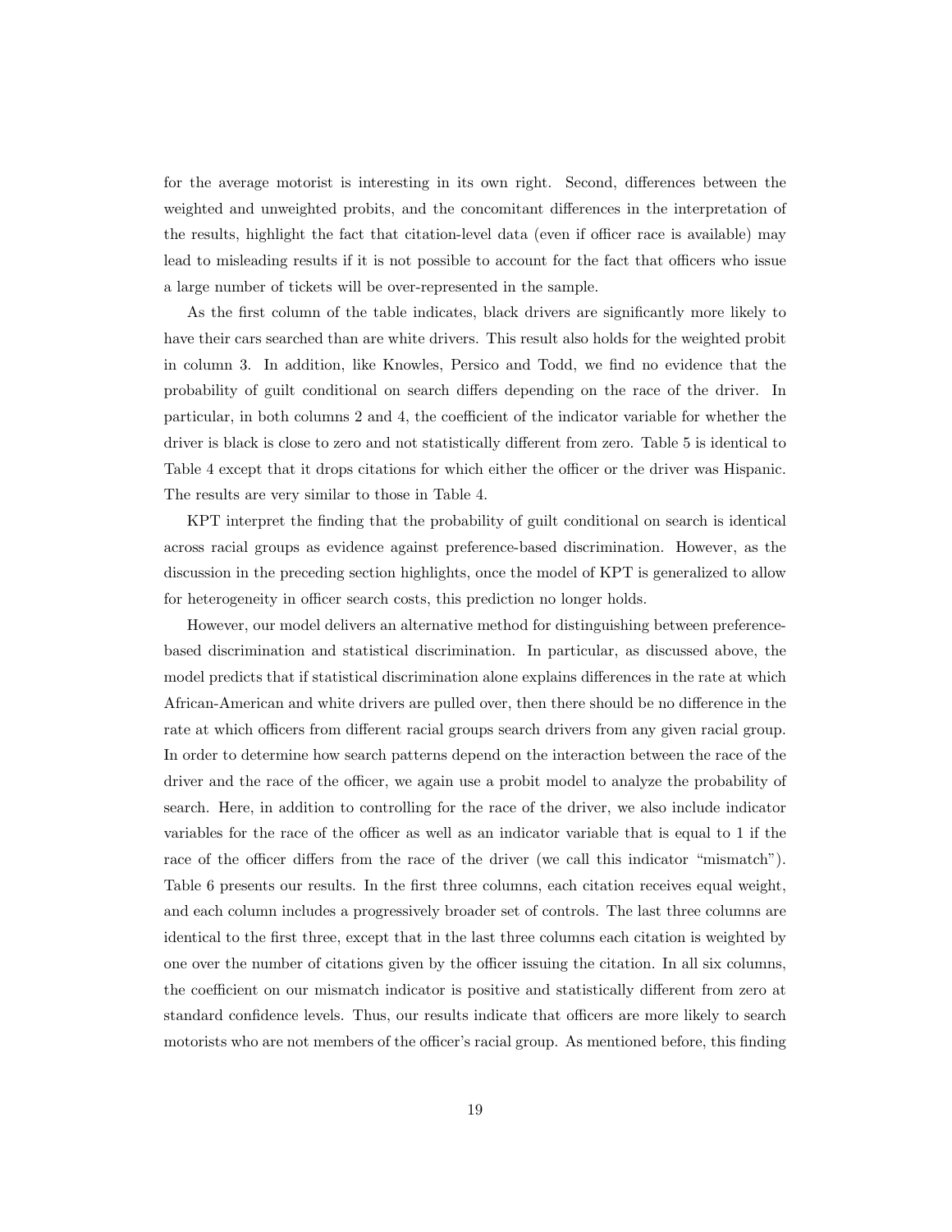for the average motorist is interesting in its own right. Second, differences between the weighted and unweighted probits, and the concomitant differences in the interpretation of the results, highlight the fact that citation-level data (even if officer race is available) may lead to misleading results if it is not possible to account for the fact that officers who issue a large number of tickets will be over-represented in the sample.

As the first column of the table indicates, black drivers are significantly more likely to have their cars searched than are white drivers. This result also holds for the weighted probit in column 3. In addition, like Knowles, Persico and Todd, we find no evidence that the probability of guilt conditional on search differs depending on the race of the driver. In particular, in both columns 2 and 4, the coefficient of the indicator variable for whether the driver is black is close to zero and not statistically different from zero. Table 5 is identical to Table 4 except that it drops citations for which either the officer or the driver was Hispanic. The results are very similar to those in Table 4.

KPT interpret the finding that the probability of guilt conditional on search is identical across racial groups as evidence against preference-based discrimination. However, as the discussion in the preceding section highlights, once the model of KPT is generalized to allow for heterogeneity in officer search costs, this prediction no longer holds.

However, our model delivers an alternative method for distinguishing between preference-based discrimination and statistical discrimination. In particular, as discussed above, the model predicts that if statistical discrimination alone explains differences in the rate at which African-American and white drivers are pulled over, then there should be no difference in the rate at which officers from different racial groups search drivers from any given racial group. In order to determine how search patterns depend on the interaction between the race of the driver and the race of the officer, we again use a probit model to analyze the probability of search. Here, in addition to controlling for the race of the driver, we also include indicator variables for the race of the officer as well as an indicator variable that is equal to 1 if the race of the officer differs from the race of the driver (we call this indicator "mismatch"). Table 6 presents our results. In the first three columns, each citation receives equal weight, and each column includes a progressively broader set of controls. The last three columns are identical to the first three, except that in the last three columns each citation is weighted by one over the number of citations given by the officer issuing the citation. In all six columns, the coefficient on our mismatch indicator is positive and statistically different from zero at standard confidence levels. Thus, our results indicate that officers are more likely to search motorists who are not members of the officer's racial group. As mentioned before, this finding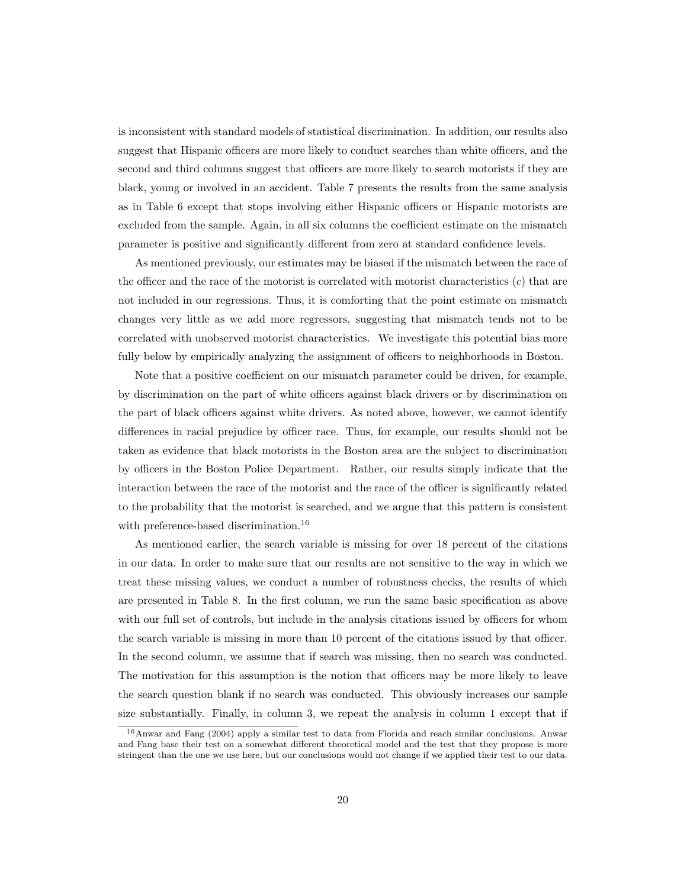is inconsistent with standard models of statistical discrimination. In addition, our results also suggest that Hispanic officers are more likely to conduct searches than white officers, and the second and third columns suggest that officers are more likely to search motorists if they are black, young or involved in an accident. Table 7 presents the results from the same analysis as in Table 6 except that stops involving either Hispanic officers or Hispanic motorists are excluded from the sample. Again, in all six columns the coefficient estimate on the mismatch parameter is positive and significantly different from zero at standard confidence levels.

As mentioned previously, our estimates may be biased if the mismatch between the race of the officer and the race of the motorist is correlated with motorist characteristics ($c$) that are not included in our regressions. Thus, it is comforting that the point estimate on mismatch changes very little as we add more regressors, suggesting that mismatch tends not to be correlated with unobserved motorist characteristics. We investigate this potential bias more fully below by empirically analyzing the assignment of officers to neighborhoods in Boston.

Note that a positive coefficient on our mismatch parameter could be driven, for example, by discrimination on the part of white officers against black drivers or by discrimination on the part of black officers against white drivers. As noted above, however, we cannot identify differences in racial prejudice by officer race. Thus, for example, our results should not be taken as evidence that black motorists in the Boston area are the subject to discrimination by officers in the Boston Police Department. Rather, our results simply indicate that the interaction between the race of the motorist and the race of the officer is significantly related to the probability that the motorist is searched, and we argue that this pattern is consistent with preference-based discrimination.[16]

As mentioned earlier, the search variable is missing for over 18 percent of the citations in our data. In order to make sure that our results are not sensitive to the way in which we treat these missing values, we conduct a number of robustness checks, the results of which are presented in Table 8. In the first column, we run the same basic specification as above with our full set of controls, but include in the analysis citations issued by officers for whom the search variable is missing in more than 10 percent of the citations issued by that officer. In the second column, we assume that if search was missing, then no search was conducted. The motivation for this assumption is the notion that officers may be more likely to leave the search question blank if no search was conducted. This obviously increases our sample size substantially. Finally, in column 3, we repeat the analysis in column 1 except that if

[16] Anwar and Fang (2004) apply a similar test to data from Florida and reach similar conclusions. Anwar and Fang base their test on a somewhat different theoretical model and the test that they propose is more stringent than the one we use here, but our conclusions would not change if we applied their test to our data.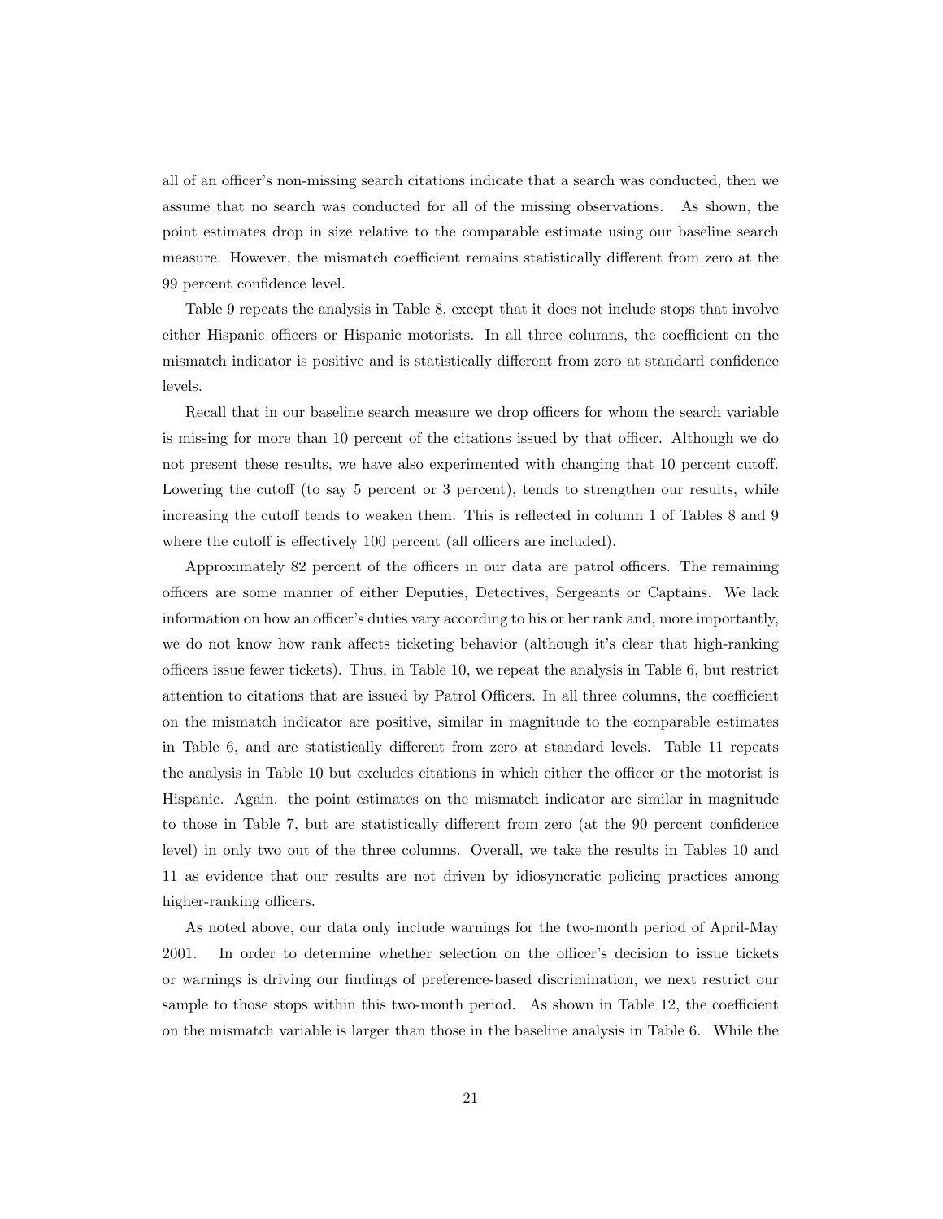all of an officer's non-missing search citations indicate that a search was conducted, then we assume that no search was conducted for all of the missing observations. As shown, the point estimates drop in size relative to the comparable estimate using our baseline search measure. However, the mismatch coefficient remains statistically different from zero at the 99 percent confidence level.

Table 9 repeats the analysis in Table 8, except that it does not include stops that involve either Hispanic officers or Hispanic motorists. In all three columns, the coefficient on the mismatch indicator is positive and is statistically different from zero at standard confidence levels.

Recall that in our baseline search measure we drop officers for whom the search variable is missing for more than 10 percent of the citations issued by that officer. Although we do not present these results, we have also experimented with changing that 10 percent cutoff. Lowering the cutoff (to say 5 percent or 3 percent), tends to strengthen our results, while increasing the cutoff tends to weaken them. This is reflected in column 1 of Tables 8 and 9 where the cutoff is effectively 100 percent (all officers are included).

Approximately 82 percent of the officers in our data are patrol officers. The remaining officers are some manner of either Deputies, Detectives, Sergeants or Captains. We lack information on how an officer's duties vary according to his or her rank and, more importantly, we do not know how rank affects ticketing behavior (although it's clear that high-ranking officers issue fewer tickets). Thus, in Table 10, we repeat the analysis in Table 6, but restrict attention to citations that are issued by Patrol Officers. In all three columns, the coefficient on the mismatch indicator are positive, similar in magnitude to the comparable estimates in Table 6, and are statistically different from zero at standard levels. Table 11 repeats the analysis in Table 10 but excludes citations in which either the officer or the motorist is Hispanic. Again. the point estimates on the mismatch indicator are similar in magnitude to those in Table 7, but are statistically different from zero (at the 90 percent confidence level) in only two out of the three columns. Overall, we take the results in Tables 10 and 11 as evidence that our results are not driven by idiosyncratic policing practices among higher-ranking officers.

As noted above, our data only include warnings for the two-month period of April-May 2001. In order to determine whether selection on the officer's decision to issue tickets or warnings is driving our findings of preference-based discrimination, we next restrict our sample to those stops within this two-month period. As shown in Table 12, the coefficient on the mismatch variable is larger than those in the baseline analysis in Table 6. While the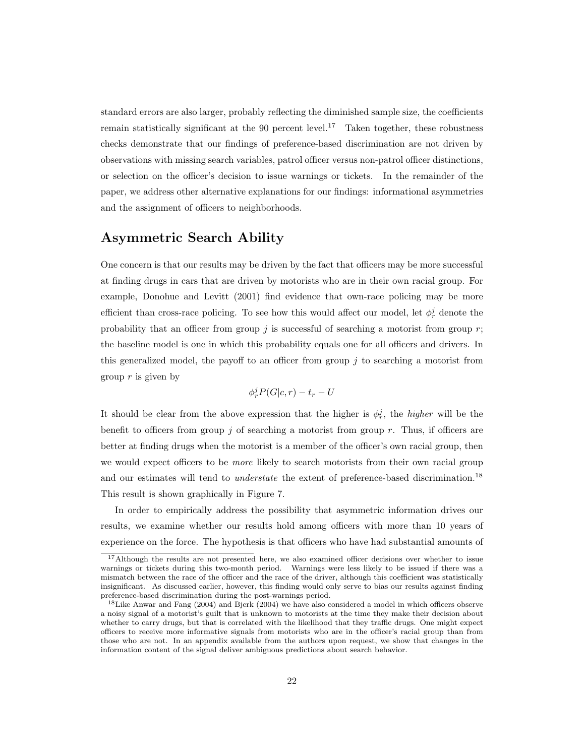standard errors are also larger, probably reflecting the diminished sample size, the coefficients remain statistically significant at the 90 percent level.[17] Taken together, these robustness checks demonstrate that our findings of preference-based discrimination are not driven by observations with missing search variables, patrol officer versus non-patrol officer distinctions, or selection on the officer's decision to issue warnings or tickets. In the remainder of the paper, we address other alternative explanations for our findings: informational asymmetries and the assignment of officers to neighborhoods.

## Asymmetric Search Ability

One concern is that our results may be driven by the fact that officers may be more successful at finding drugs in cars that are driven by motorists who are in their own racial group. For example, Donohue and Levitt (2001) find evidence that own-race policing may be more efficient than cross-race policing. To see how this would affect our model, let $\phi_r^j$ denote the probability that an officer from group $j$ is successful of searching a motorist from group $r$; the baseline model is one in which this probability equals one for all officers and drivers. In this generalized model, the payoff to an officer from group $j$ to searching a motorist from group $r$ is given by

$$\phi_r^j P(G|c, r) - t_r - U$$

It should be clear from the above expression that the higher is $\phi_r^j$, the *higher* will be the benefit to officers from group $j$ of searching a motorist from group $r$. Thus, if officers are better at finding drugs when the motorist is a member of the officer's own racial group, then we would expect officers to be *more* likely to search motorists from their own racial group and our estimates will tend to *understate* the extent of preference-based discrimination.[18] This result is shown graphically in Figure 7.

In order to empirically address the possibility that asymmetric information drives our results, we examine whether our results hold among officers with more than 10 years of experience on the force. The hypothesis is that officers who have had substantial amounts of

[17] Although the results are not presented here, we also examined officer decisions over whether to issue warnings or tickets during this two-month period. Warnings were less likely to be issued if there was a mismatch between the race of the officer and the race of the driver, although this coefficient was statistically insignificant. As discussed earlier, however, this finding would only serve to bias our results against finding preference-based discrimination during the post-warnings period.

[18] Like Anwar and Fang (2004) and Bjerk (2004) we have also considered a model in which officers observe a noisy signal of a motorist's guilt that is unknown to motorists at the time they make their decision about whether to carry drugs, but that is correlated with the likelihood that they traffic drugs. One might expect officers to receive more informative signals from motorists who are in the officer's racial group than from those who are not. In an appendix available from the authors upon request, we show that changes in the information content of the signal deliver ambiguous predictions about search behavior.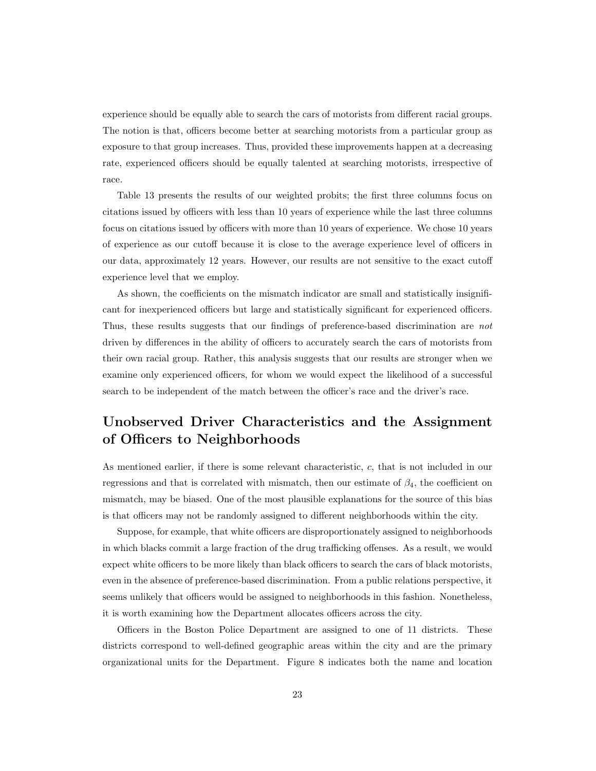experience should be equally able to search the cars of motorists from different racial groups. The notion is that, officers become better at searching motorists from a particular group as exposure to that group increases. Thus, provided these improvements happen at a decreasing rate, experienced officers should be equally talented at searching motorists, irrespective of race.

Table 13 presents the results of our weighted probits; the first three columns focus on citations issued by officers with less than 10 years of experience while the last three columns focus on citations issued by officers with more than 10 years of experience. We chose 10 years of experience as our cutoff because it is close to the average experience level of officers in our data, approximately 12 years. However, our results are not sensitive to the exact cutoff experience level that we employ.

As shown, the coefficients on the mismatch indicator are small and statistically insignificant for inexperienced officers but large and statistically significant for experienced officers. Thus, these results suggests that our findings of preference-based discrimination are *not* driven by differences in the ability of officers to accurately search the cars of motorists from their own racial group. Rather, this analysis suggests that our results are stronger when we examine only experienced officers, for whom we would expect the likelihood of a successful search to be independent of the match between the officer's race and the driver's race.

## Unobserved Driver Characteristics and the Assignment of Officers to Neighborhoods

As mentioned earlier, if there is some relevant characteristic, $c$, that is not included in our regressions and that is correlated with mismatch, then our estimate of $\beta_4$, the coefficient on mismatch, may be biased. One of the most plausible explanations for the source of this bias is that officers may not be randomly assigned to different neighborhoods within the city.

Suppose, for example, that white officers are disproportionately assigned to neighborhoods in which blacks commit a large fraction of the drug trafficking offenses. As a result, we would expect white officers to be more likely than black officers to search the cars of black motorists, even in the absence of preference-based discrimination. From a public relations perspective, it seems unlikely that officers would be assigned to neighborhoods in this fashion. Nonetheless, it is worth examining how the Department allocates officers across the city.

Officers in the Boston Police Department are assigned to one of 11 districts. These districts correspond to well-defined geographic areas within the city and are the primary organizational units for the Department. Figure 8 indicates both the name and location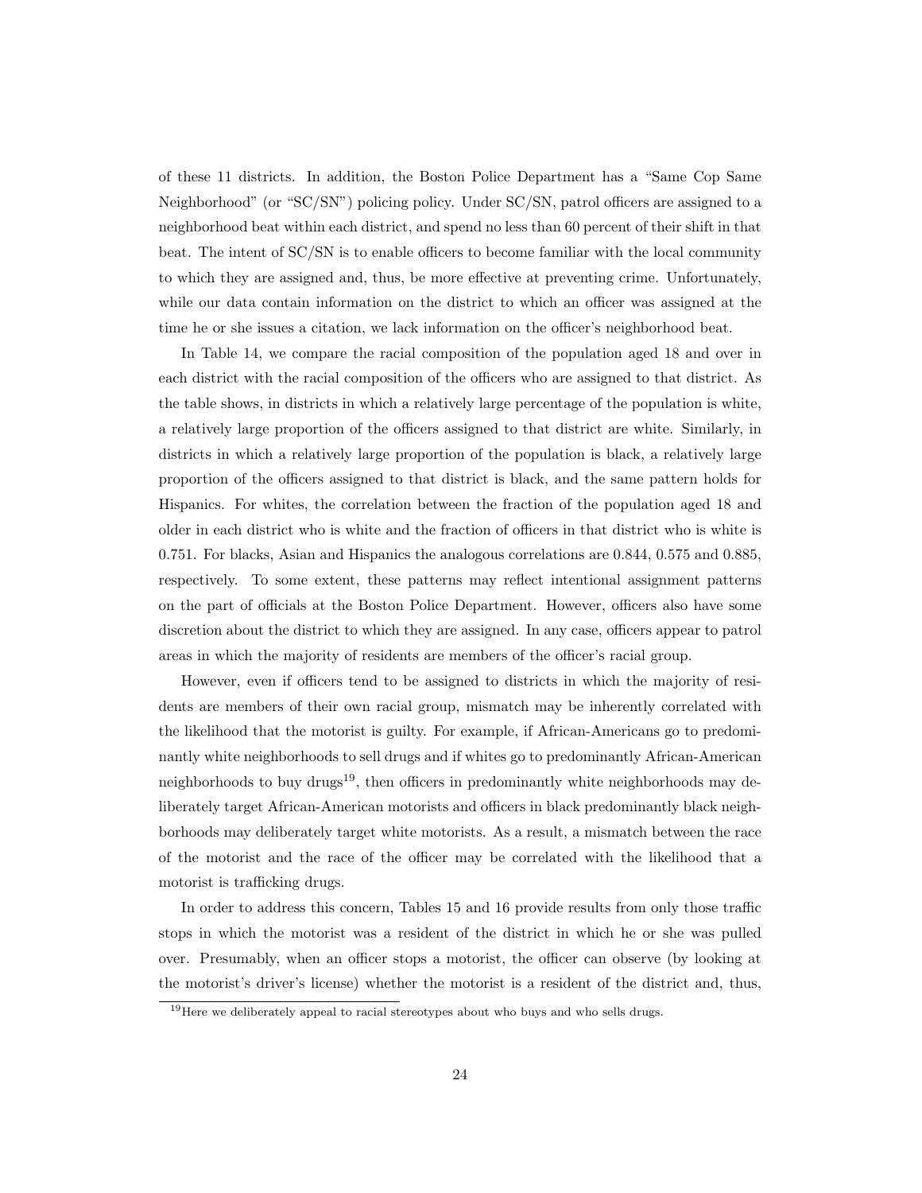of these 11 districts. In addition, the Boston Police Department has a "Same Cop Same Neighborhood" (or "SC/SN") policing policy. Under SC/SN, patrol officers are assigned to a neighborhood beat within each district, and spend no less than 60 percent of their shift in that beat. The intent of SC/SN is to enable officers to become familiar with the local community to which they are assigned and, thus, be more effective at preventing crime. Unfortunately, while our data contain information on the district to which an officer was assigned at the time he or she issues a citation, we lack information on the officer's neighborhood beat.

In Table 14, we compare the racial composition of the population aged 18 and over in each district with the racial composition of the officers who are assigned to that district. As the table shows, in districts in which a relatively large percentage of the population is white, a relatively large proportion of the officers assigned to that district are white. Similarly, in districts in which a relatively large proportion of the population is black, a relatively large proportion of the officers assigned to that district is black, and the same pattern holds for Hispanics. For whites, the correlation between the fraction of the population aged 18 and older in each district who is white and the fraction of officers in that district who is white is 0.751. For blacks, Asian and Hispanics the analogous correlations are 0.844, 0.575 and 0.885, respectively. To some extent, these patterns may reflect intentional assignment patterns on the part of officials at the Boston Police Department. However, officers also have some discretion about the district to which they are assigned. In any case, officers appear to patrol areas in which the majority of residents are members of the officer's racial group.

However, even if officers tend to be assigned to districts in which the majority of residents are members of their own racial group, mismatch may be inherently correlated with the likelihood that the motorist is guilty. For example, if African-Americans go to predominantly white neighborhoods to sell drugs and if whites go to predominantly African-American neighborhoods to buy drugs[19], then officers in predominantly white neighborhoods may deliberately target African-American motorists and officers in black predominantly black neighborhoods may deliberately target white motorists. As a result, a mismatch between the race of the motorist and the race of the officer may be correlated with the likelihood that a motorist is trafficking drugs.

In order to address this concern, Tables 15 and 16 provide results from only those traffic stops in which the motorist was a resident of the district in which he or she was pulled over. Presumably, when an officer stops a motorist, the officer can observe (by looking at the motorist's driver's license) whether the motorist is a resident of the district and, thus,

[19] Here we deliberately appeal to racial stereotypes about who buys and who sells drugs.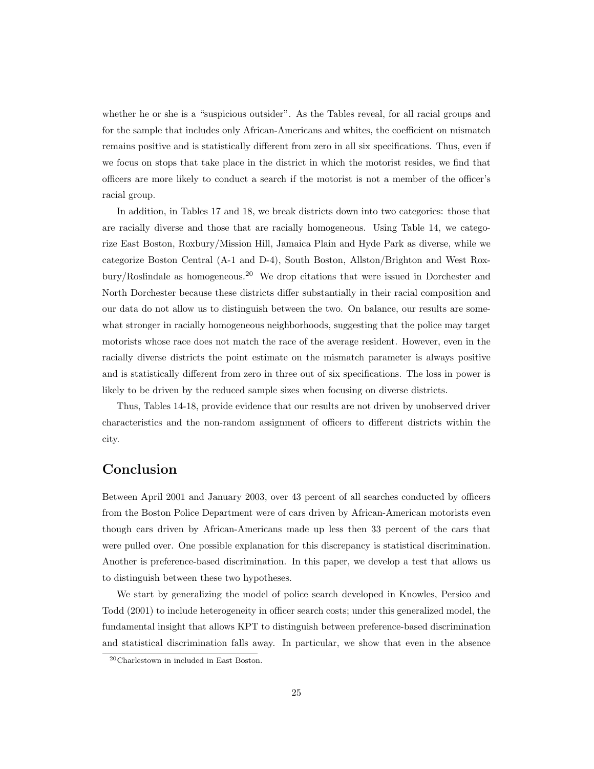whether he or she is a "suspicious outsider". As the Tables reveal, for all racial groups and for the sample that includes only African-Americans and whites, the coefficient on mismatch remains positive and is statistically different from zero in all six specifications. Thus, even if we focus on stops that take place in the district in which the motorist resides, we find that officers are more likely to conduct a search if the motorist is not a member of the officer's racial group.

In addition, in Tables 17 and 18, we break districts down into two categories: those that are racially diverse and those that are racially homogeneous. Using Table 14, we categorize East Boston, Roxbury/Mission Hill, Jamaica Plain and Hyde Park as diverse, while we categorize Boston Central (A-1 and D-4), South Boston, Allston/Brighton and West Roxbury/Roslindale as homogeneous.[20] We drop citations that were issued in Dorchester and North Dorchester because these districts differ substantially in their racial composition and our data do not allow us to distinguish between the two. On balance, our results are somewhat stronger in racially homogeneous neighborhoods, suggesting that the police may target motorists whose race does not match the race of the average resident. However, even in the racially diverse districts the point estimate on the mismatch parameter is always positive and is statistically different from zero in three out of six specifications. The loss in power is likely to be driven by the reduced sample sizes when focusing on diverse districts.

Thus, Tables 14-18, provide evidence that our results are not driven by unobserved driver characteristics and the non-random assignment of officers to different districts within the city.

## Conclusion

Between April 2001 and January 2003, over 43 percent of all searches conducted by officers from the Boston Police Department were of cars driven by African-American motorists even though cars driven by African-Americans made up less then 33 percent of the cars that were pulled over. One possible explanation for this discrepancy is statistical discrimination. Another is preference-based discrimination. In this paper, we develop a test that allows us to distinguish between these two hypotheses.

We start by generalizing the model of police search developed in Knowles, Persico and Todd (2001) to include heterogeneity in officer search costs; under this generalized model, the fundamental insight that allows KPT to distinguish between preference-based discrimination and statistical discrimination falls away. In particular, we show that even in the absence

[20] Charlestown in included in East Boston.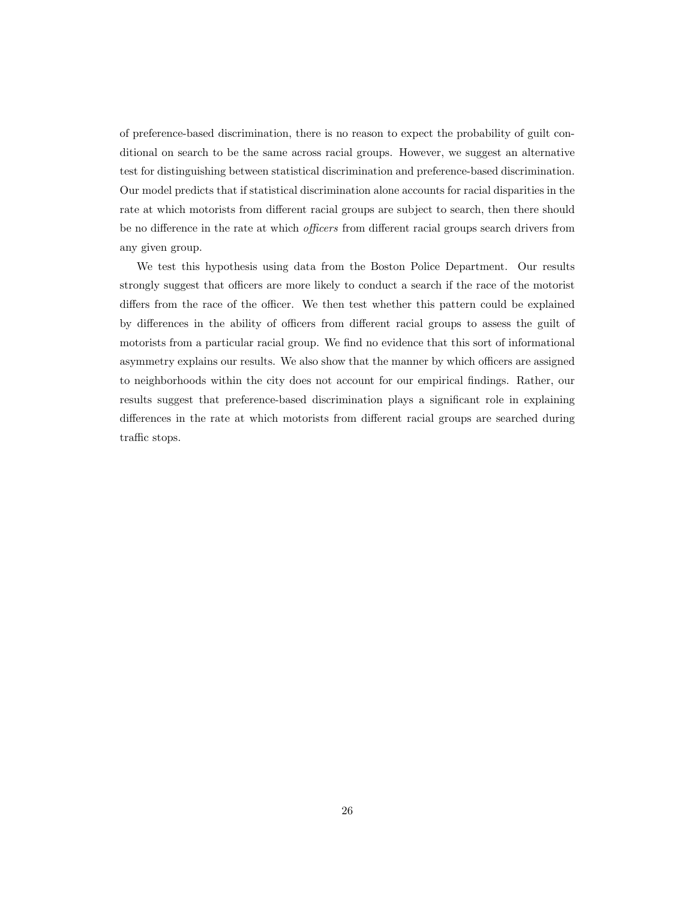of preference-based discrimination, there is no reason to expect the probability of guilt conditional on search to be the same across racial groups. However, we suggest an alternative test for distinguishing between statistical discrimination and preference-based discrimination. Our model predicts that if statistical discrimination alone accounts for racial disparities in the rate at which motorists from different racial groups are subject to search, then there should be no difference in the rate at which *officers* from different racial groups search drivers from any given group.

We test this hypothesis using data from the Boston Police Department. Our results strongly suggest that officers are more likely to conduct a search if the race of the motorist differs from the race of the officer. We then test whether this pattern could be explained by differences in the ability of officers from different racial groups to assess the guilt of motorists from a particular racial group. We find no evidence that this sort of informational asymmetry explains our results. We also show that the manner by which officers are assigned to neighborhoods within the city does not account for our empirical findings. Rather, our results suggest that preference-based discrimination plays a significant role in explaining differences in the rate at which motorists from different racial groups are searched during traffic stops.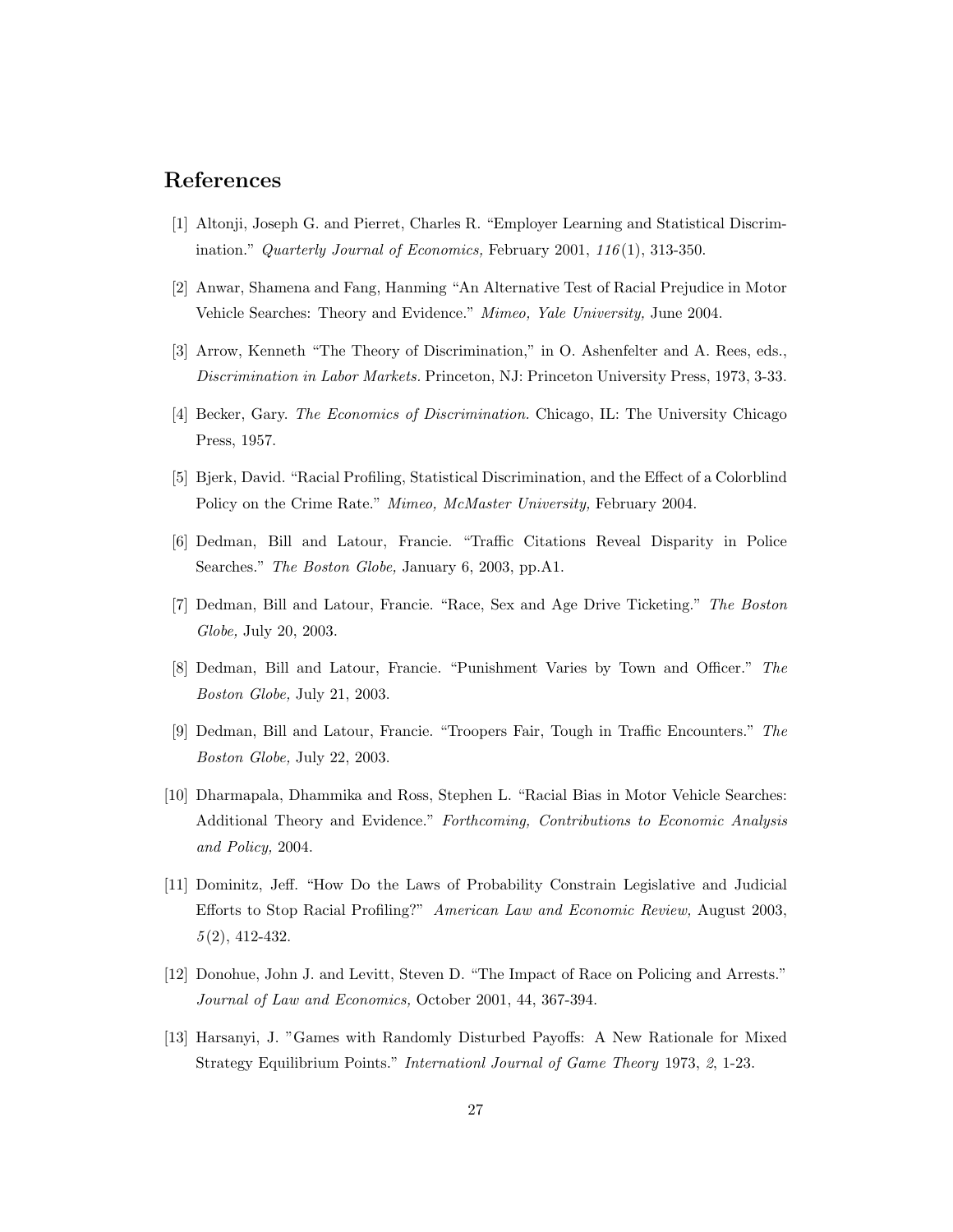## References

[1] Altonji, Joseph G. and Pierret, Charles R. "Employer Learning and Statistical Discrimination." *Quarterly Journal of Economics,* February 2001, *116*(1), 313-350.

[2] Anwar, Shamena and Fang, Hanming "An Alternative Test of Racial Prejudice in Motor Vehicle Searches: Theory and Evidence." *Mimeo, Yale University,* June 2004.

[3] Arrow, Kenneth "The Theory of Discrimination," in O. Ashenfelter and A. Rees, eds., *Discrimination in Labor Markets.* Princeton, NJ: Princeton University Press, 1973, 3-33.

[4] Becker, Gary. *The Economics of Discrimination.* Chicago, IL: The University Chicago Press, 1957.

[5] Bjerk, David. "Racial Profiling, Statistical Discrimination, and the Effect of a Colorblind Policy on the Crime Rate." *Mimeo, McMaster University,* February 2004.

[6] Dedman, Bill and Latour, Francie. "Traffic Citations Reveal Disparity in Police Searches." *The Boston Globe,* January 6, 2003, pp.A1.

[7] Dedman, Bill and Latour, Francie. "Race, Sex and Age Drive Ticketing." *The Boston Globe,* July 20, 2003.

[8] Dedman, Bill and Latour, Francie. "Punishment Varies by Town and Officer." *The Boston Globe,* July 21, 2003.

[9] Dedman, Bill and Latour, Francie. "Troopers Fair, Tough in Traffic Encounters." *The Boston Globe,* July 22, 2003.

[10] Dharmapala, Dhammika and Ross, Stephen L. "Racial Bias in Motor Vehicle Searches: Additional Theory and Evidence." *Forthcoming, Contributions to Economic Analysis and Policy,* 2004.

[11] Dominitz, Jeff. "How Do the Laws of Probability Constrain Legislative and Judicial Efforts to Stop Racial Profiling?" *American Law and Economic Review,* August 2003, *5*(2), 412-432.

[12] Donohue, John J. and Levitt, Steven D. "The Impact of Race on Policing and Arrests." *Journal of Law and Economics,* October 2001, 44, 367-394.

[13] Harsanyi, J. "Games with Randomly Disturbed Payoffs: A New Rationale for Mixed Strategy Equilibrium Points." *Internationl Journal of Game Theory* 1973, *2*, 1-23.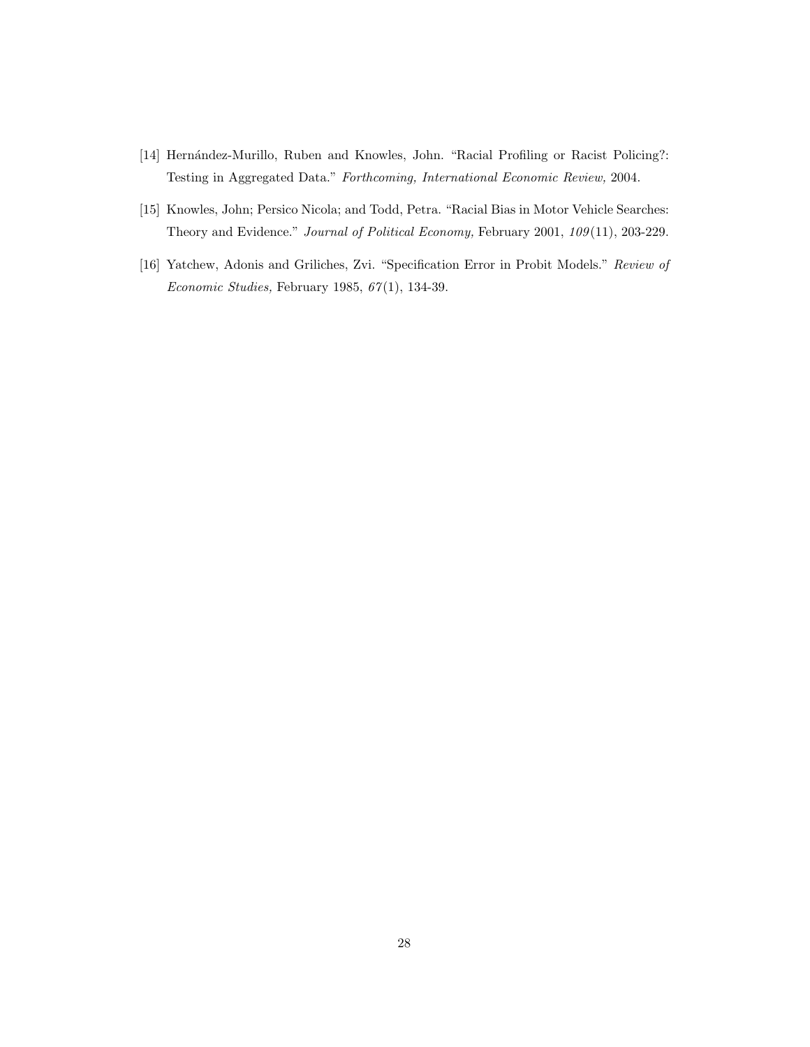[14] Hernández-Murillo, Ruben and Knowles, John. "Racial Profiling or Racist Policing?: Testing in Aggregated Data." *Forthcoming, International Economic Review,* 2004.

[15] Knowles, John; Persico Nicola; and Todd, Petra. "Racial Bias in Motor Vehicle Searches: Theory and Evidence." *Journal of Political Economy,* February 2001, *109*(11), 203-229.

[16] Yatchew, Adonis and Griliches, Zvi. "Specification Error in Probit Models." *Review of Economic Studies,* February 1985, *67*(1), 134-39.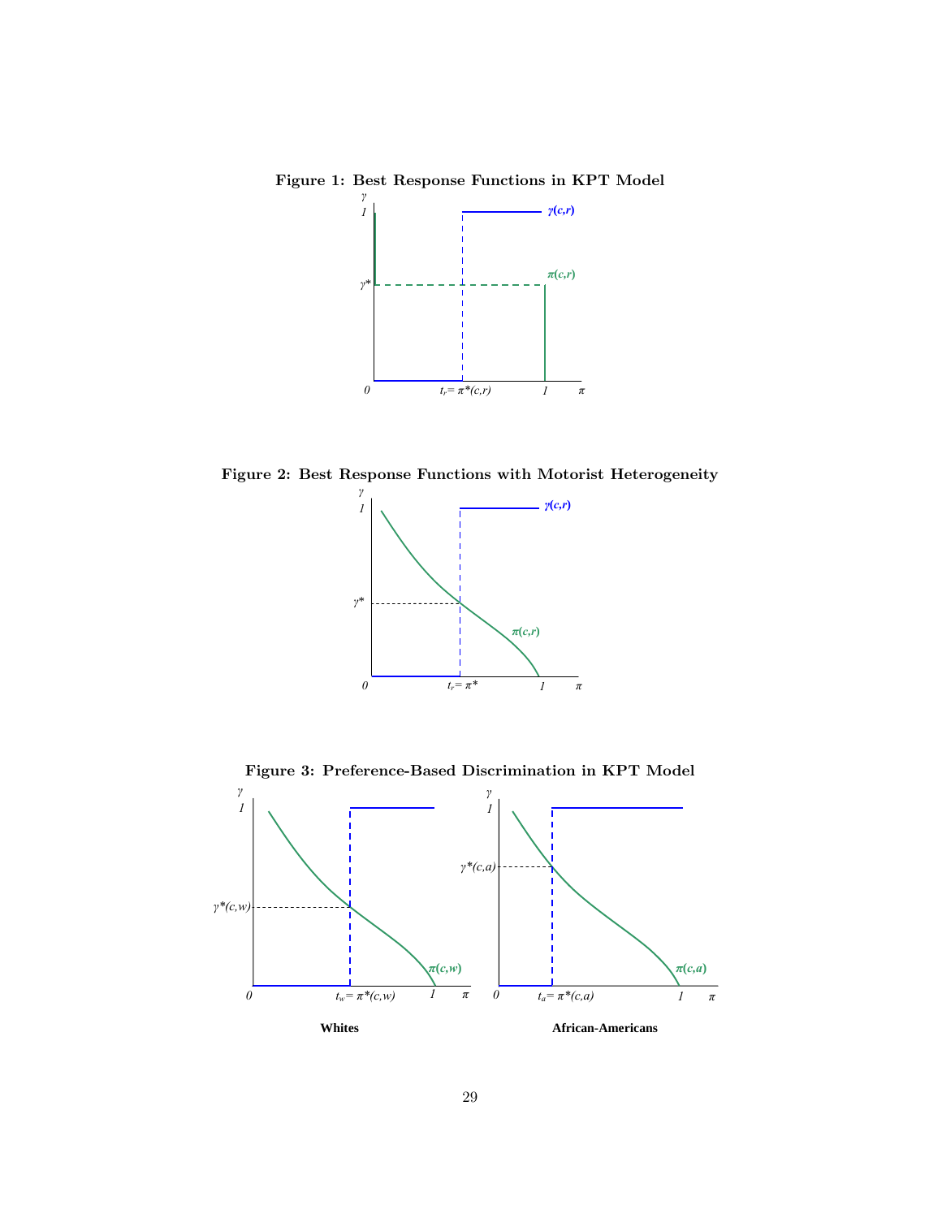**Figure 1: Best Response Functions in KPT Model**

**Figure 2: Best Response Functions with Motorist Heterogeneity**

**Figure 3: Preference-Based Discrimination in KPT Model**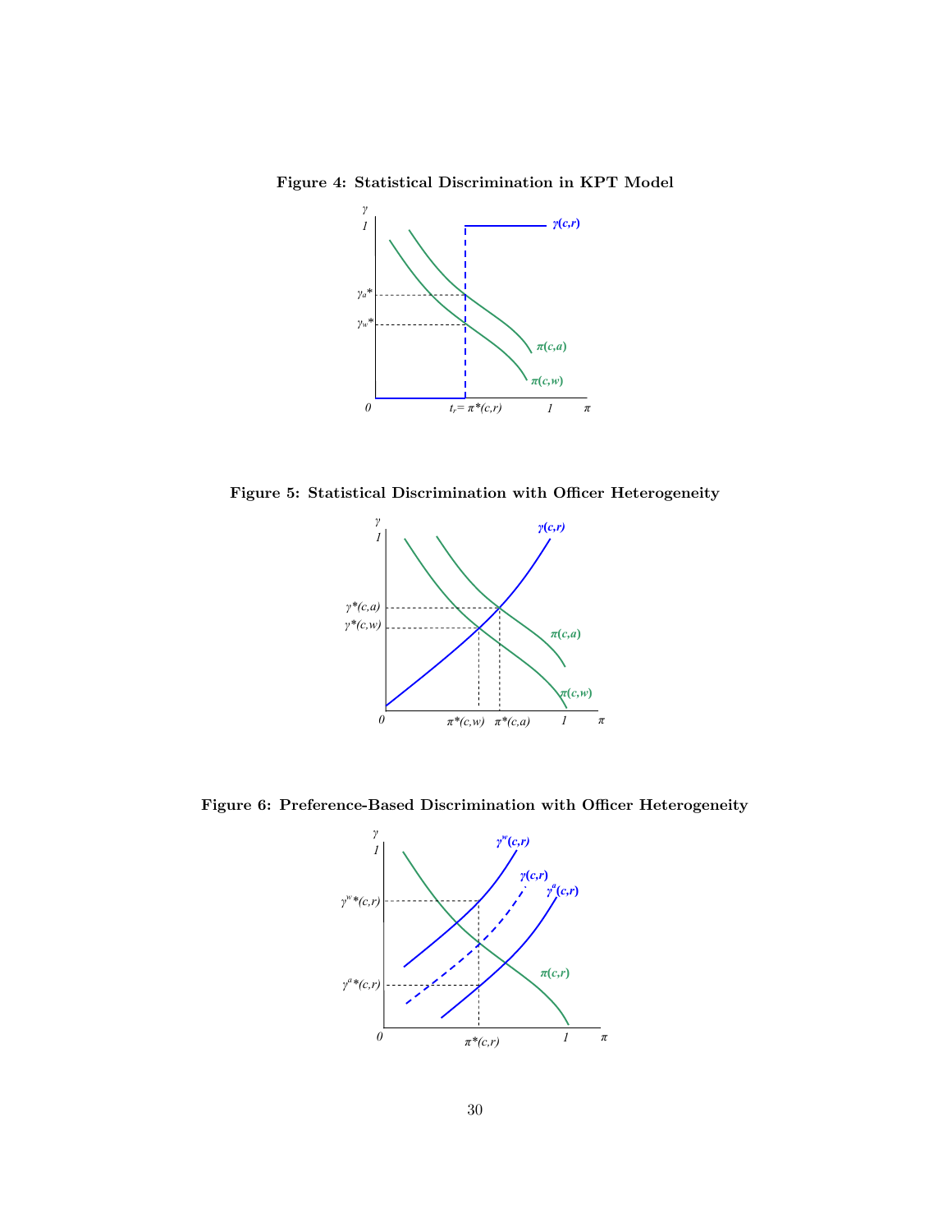**Figure 4: Statistical Discrimination in KPT Model**

**Figure 5: Statistical Discrimination with Officer Heterogeneity**

**Figure 6: Preference-Based Discrimination with Officer Heterogeneity**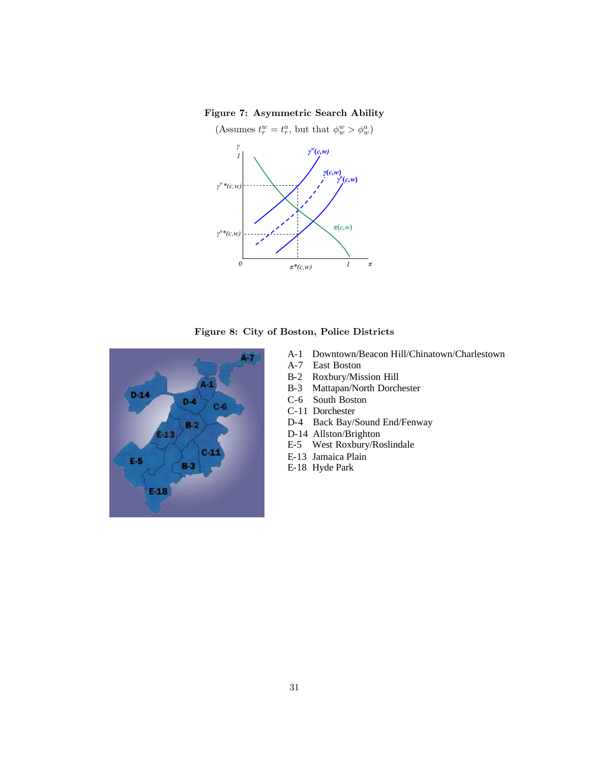**Figure 7: Asymmetric Search Ability**

(Assumes $t_r^w = t_r^a$, but that $\phi_w^w > \phi_w^a$)

**Figure 8: City of Boston, Police Districts**

A-1 Downtown/Beacon Hill/Chinatown/Charlestown
A-7 East Boston
B-2 Roxbury/Mission Hill
B-3 Mattapan/North Dorchester
C-6 South Boston
C-11 Dorchester
D-4 Back Bay/Sound End/Fenway
D-14 Allston/Brighton
E-5 West Roxbury/Roslindale
E-13 Jamaica Plain
E-18 Hyde Park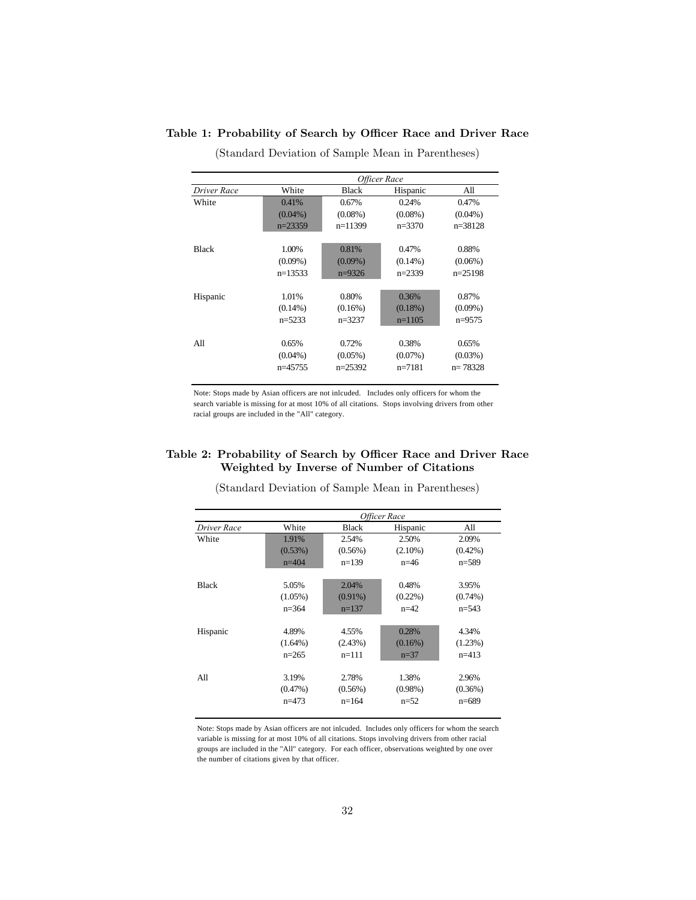**Table 1: Probability of Search by Officer Race and Driver Race**

(Standard Deviation of Sample Mean in Parentheses)

| | *Officer Race* | | | |
|---|---|---|---|---|
| *Driver Race* | White | Black | Hispanic | All |
| White | 0.41% | 0.67% | 0.24% | 0.47% |
| | (0.04%) | (0.08%) | (0.08%) | (0.04%) |
| | n=23359 | n=11399 | n=3370 | n=38128 |
| Black | 1.00% | 0.81% | 0.47% | 0.88% |
| | (0.09%) | (0.09%) | (0.14%) | (0.06%) |
| | n=13533 | n=9326 | n=2339 | n=25198 |
| Hispanic | 1.01% | 0.80% | 0.36% | 0.87% |
| | (0.14%) | (0.16%) | (0.18%) | (0.09%) |
| | n=5233 | n=3237 | n=1105 | n=9575 |
| All | 0.65% | 0.72% | 0.38% | 0.65% |
| | (0.04%) | (0.05%) | (0.07%) | (0.03%) |
| | n=45755 | n=25392 | n=7181 | n= 78328 |

Note: Stops made by Asian officers are not inlcuded. Includes only officers for whom the search variable is missing for at most 10% of all citations. Stops involving drivers from other racial groups are included in the "All" category.

**Table 2: Probability of Search by Officer Race and Driver Race Weighted by Inverse of Number of Citations**

(Standard Deviation of Sample Mean in Parentheses)

| | *Officer Race* | | | |
|---|---|---|---|---|
| *Driver Race* | White | Black | Hispanic | All |
| White | 1.91% | 2.54% | 2.50% | 2.09% |
| | (0.53%) | (0.56%) | (2.10%) | (0.42%) |
| | n=404 | n=139 | n=46 | n=589 |
| Black | 5.05% | 2.04% | 0.48% | 3.95% |
| | (1.05%) | (0.91%) | (0.22%) | (0.74%) |
| | n=364 | n=137 | n=42 | n=543 |
| Hispanic | 4.89% | 4.55% | 0.28% | 4.34% |
| | (1.64%) | (2.43%) | (0.16%) | (1.23%) |
| | n=265 | n=111 | n=37 | n=413 |
| All | 3.19% | 2.78% | 1.38% | 2.96% |
| | (0.47%) | (0.56%) | (0.98%) | (0.36%) |
| | n=473 | n=164 | n=52 | n=689 |

Note: Stops made by Asian officers are not inlcuded. Includes only officers for whom the search variable is missing for at most 10% of all citations. Stops involving drivers from other racial groups are included in the "All" category. For each officer, observations weighted by one over the number of citations given by that officer.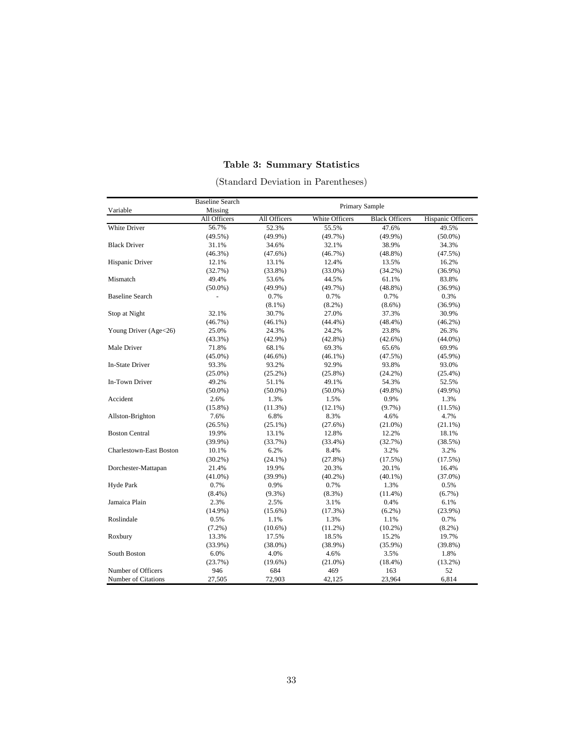**Table 3: Summary Statistics**

(Standard Deviation in Parentheses)

| Variable | Baseline Search Missing | Primary Sample | | | |
|---|---|---|---|---|---|
| | All Officers | All Officers | White Officers | Black Officers | Hispanic Officers |
| White Driver | 56.7% | 52.3% | 55.5% | 47.6% | 49.5% |
| | (49.5%) | (49.9%) | (49.7%) | (49.9%) | (50.0%) |
| Black Driver | 31.1% | 34.6% | 32.1% | 38.9% | 34.3% |
| | (46.3%) | (47.6%) | (46.7%) | (48.8%) | (47.5%) |
| Hispanic Driver | 12.1% | 13.1% | 12.4% | 13.5% | 16.2% |
| | (32.7%) | (33.8%) | (33.0%) | (34.2%) | (36.9%) |
| Mismatch | 49.4% | 53.6% | 44.5% | 61.1% | 83.8% |
| | (50.0%) | (49.9%) | (49.7%) | (48.8%) | (36.9%) |
| Baseline Search | - | 0.7% | 0.7% | 0.7% | 0.3% |
| | | (8.1%) | (8.2%) | (8.6%) | (36.9%) |
| Stop at Night | 32.1% | 30.7% | 27.0% | 37.3% | 30.9% |
| | (46.7%) | (46.1%) | (44.4%) | (48.4%) | (46.2%) |
| Young Driver (Age<26) | 25.0% | 24.3% | 24.2% | 23.8% | 26.3% |
| | (43.3%) | (42.9%) | (42.8%) | (42.6%) | (44.0%) |
| Male Driver | 71.8% | 68.1% | 69.3% | 65.6% | 69.9% |
| | (45.0%) | (46.6%) | (46.1%) | (47.5%) | (45.9%) |
| In-State Driver | 93.3% | 93.2% | 92.9% | 93.8% | 93.0% |
| | (25.0%) | (25.2%) | (25.8%) | (24.2%) | (25.4%) |
| In-Town Driver | 49.2% | 51.1% | 49.1% | 54.3% | 52.5% |
| | (50.0%) | (50.0%) | (50.0%) | (49.8%) | (49.9%) |
| Accident | 2.6% | 1.3% | 1.5% | 0.9% | 1.3% |
| | (15.8%) | (11.3%) | (12.1%) | (9.7%) | (11.5%) |
| Allston-Brighton | 7.6% | 6.8% | 8.3% | 4.6% | 4.7% |
| | (26.5%) | (25.1%) | (27.6%) | (21.0%) | (21.1%) |
| Boston Central | 19.9% | 13.1% | 12.8% | 12.2% | 18.1% |
| | (39.9%) | (33.7%) | (33.4%) | (32.7%) | (38.5%) |
| Charlestown-East Boston | 10.1% | 6.2% | 8.4% | 3.2% | 3.2% |
| | (30.2%) | (24.1%) | (27.8%) | (17.5%) | (17.5%) |
| Dorchester-Mattapan | 21.4% | 19.9% | 20.3% | 20.1% | 16.4% |
| | (41.0%) | (39.9%) | (40.2%) | (40.1%) | (37.0%) |
| Hyde Park | 0.7% | 0.9% | 0.7% | 1.3% | 0.5% |
| | (8.4%) | (9.3%) | (8.3%) | (11.4%) | (6.7%) |
| Jamaica Plain | 2.3% | 2.5% | 3.1% | 0.4% | 6.1% |
| | (14.9%) | (15.6%) | (17.3%) | (6.2%) | (23.9%) |
| Roslindale | 0.5% | 1.1% | 1.3% | 1.1% | 0.7% |
| | (7.2%) | (10.6%) | (11.2%) | (10.2%) | (8.2%) |
| Roxbury | 13.3% | 17.5% | 18.5% | 15.2% | 19.7% |
| | (33.9%) | (38.0%) | (38.9%) | (35.9%) | (39.8%) |
| South Boston | 6.0% | 4.0% | 4.6% | 3.5% | 1.8% |
| | (23.7%) | (19.6%) | (21.0%) | (18.4%) | (13.2%) |
| Number of Officers | 946 | 684 | 469 | 163 | 52 |
| Number of Citations | 27,505 | 72,903 | 42,125 | 23,964 | 6,814 |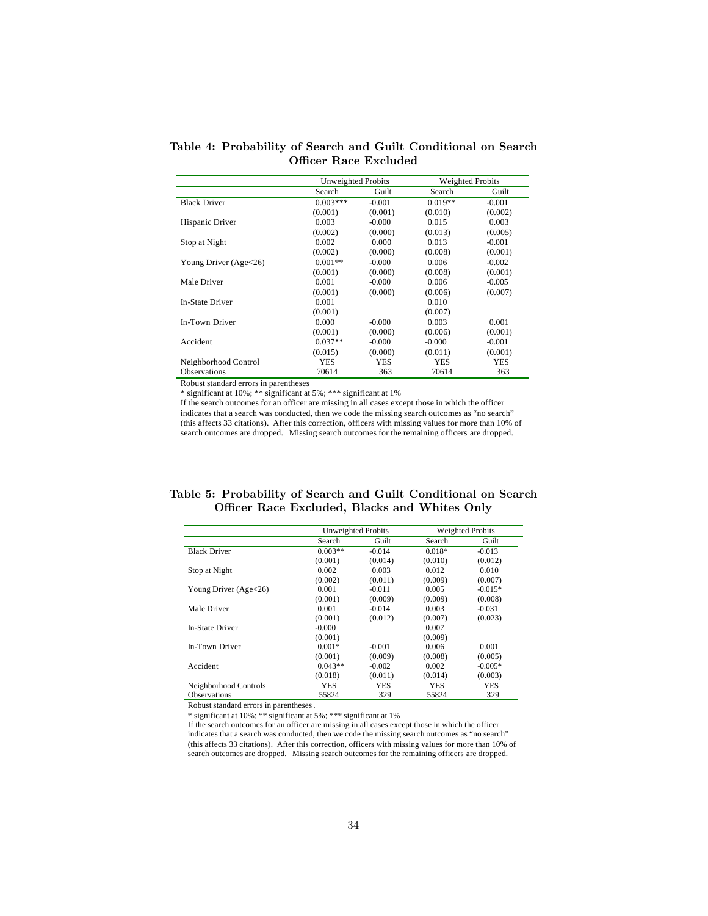**Table 4: Probability of Search and Guilt Conditional on Search Officer Race Excluded**

| | Unweighted Probits | | Weighted Probits | |
|---|---|---|---|---|
| | Search | Guilt | Search | Guilt |
| Black Driver | 0.003*** | -0.001 | 0.019** | -0.001 |
| | (0.001) | (0.001) | (0.010) | (0.002) |
| Hispanic Driver | 0.003 | -0.000 | 0.015 | 0.003 |
| | (0.002) | (0.000) | (0.013) | (0.005) |
| Stop at Night | 0.002 | 0.000 | 0.013 | -0.001 |
| | (0.002) | (0.000) | (0.008) | (0.001) |
| Young Driver (Age<26) | 0.001** | -0.000 | 0.006 | -0.002 |
| | (0.001) | (0.000) | (0.008) | (0.001) |
| Male Driver | 0.001 | -0.000 | 0.006 | -0.005 |
| | (0.001) | (0.000) | (0.006) | (0.007) |
| In-State Driver | 0.001 | | 0.010 | |
| | (0.001) | | (0.007) | |
| In-Town Driver | 0.000 | -0.000 | 0.003 | 0.001 |
| | (0.001) | (0.000) | (0.006) | (0.001) |
| Accident | 0.037** | -0.000 | -0.000 | -0.001 |
| | (0.015) | (0.000) | (0.011) | (0.001) |
| Neighborhood Control | YES | YES | YES | YES |
| Observations | 70614 | 363 | 70614 | 363 |

Robust standard errors in parentheses

* significant at 10%; ** significant at 5%; *** significant at 1%

If the search outcomes for an officer are missing in all cases except those in which the officer indicates that a search was conducted, then we code the missing search outcomes as "no search" (this affects 33 citations). After this correction, officers with missing values for more than 10% of search outcomes are dropped. Missing search outcomes for the remaining officers are dropped.

**Table 5: Probability of Search and Guilt Conditional on Search Officer Race Excluded, Blacks and Whites Only**

| | Unweighted Probits | | Weighted Probits | |
|---|---|---|---|---|
| | Search | Guilt | Search | Guilt |
| Black Driver | 0.003** | -0.014 | 0.018* | -0.013 |
| | (0.001) | (0.014) | (0.010) | (0.012) |
| Stop at Night | 0.002 | 0.003 | 0.012 | 0.010 |
| | (0.002) | (0.011) | (0.009) | (0.007) |
| Young Driver (Age<26) | 0.001 | -0.011 | 0.005 | -0.015* |
| | (0.001) | (0.009) | (0.009) | (0.008) |
| Male Driver | 0.001 | -0.014 | 0.003 | -0.031 |
| | (0.001) | (0.012) | (0.007) | (0.023) |
| In-State Driver | -0.000 | | 0.007 | |
| | (0.001) | | (0.009) | |
| In-Town Driver | 0.001* | -0.001 | 0.006 | 0.001 |
| | (0.001) | (0.009) | (0.008) | (0.005) |
| Accident | 0.043** | -0.002 | 0.002 | -0.005* |
| | (0.018) | (0.011) | (0.014) | (0.003) |
| Neighborhood Controls | YES | YES | YES | YES |
| Observations | 55824 | 329 | 55824 | 329 |

Robust standard errors in parentheses.

* significant at 10%; ** significant at 5%; *** significant at 1%

If the search outcomes for an officer are missing in all cases except those in which the officer indicates that a search was conducted, then we code the missing search outcomes as "no search" (this affects 33 citations). After this correction, officers with missing values for more than 10% of search outcomes are dropped. Missing search outcomes for the remaining officers are dropped.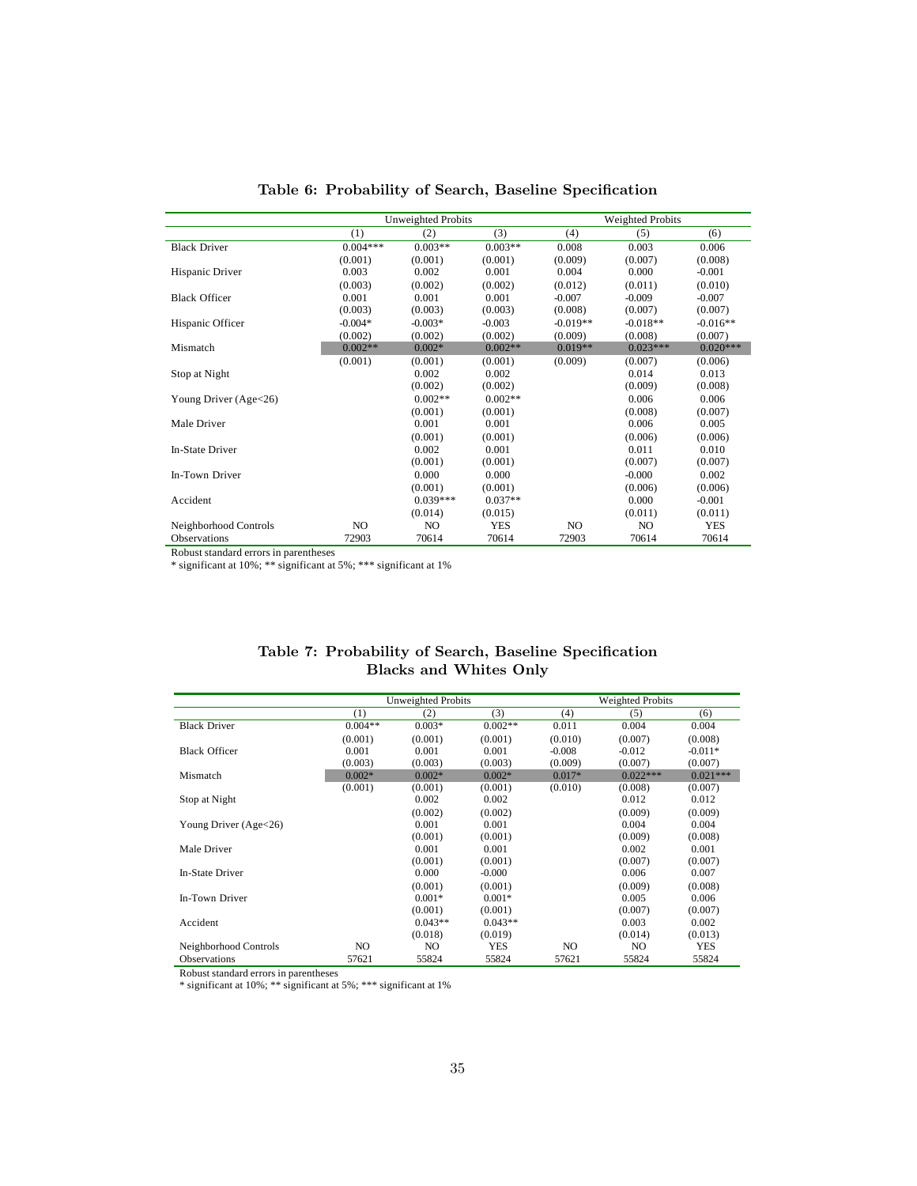**Table 6: Probability of Search, Baseline Specification**

| | Unweighted Probits | | | Weighted Probits | | |
|---|---|---|---|---|---|---|
| | (1) | (2) | (3) | (4) | (5) | (6) |
| Black Driver | 0.004*** | 0.003** | 0.003** | 0.008 | 0.003 | 0.006 |
| | (0.001) | (0.001) | (0.001) | (0.009) | (0.007) | (0.008) |
| Hispanic Driver | 0.003 | 0.002 | 0.001 | 0.004 | 0.000 | -0.001 |
| | (0.003) | (0.002) | (0.002) | (0.012) | (0.011) | (0.010) |
| Black Officer | 0.001 | 0.001 | 0.001 | -0.007 | -0.009 | -0.007 |
| | (0.003) | (0.003) | (0.003) | (0.008) | (0.007) | (0.007) |
| Hispanic Officer | -0.004* | -0.003* | -0.003 | -0.019** | -0.018** | -0.016** |
| | (0.002) | (0.002) | (0.002) | (0.009) | (0.008) | (0.007) |
| Mismatch | 0.002** | 0.002* | 0.002** | 0.019** | 0.023*** | 0.020*** |
| | (0.001) | (0.001) | (0.001) | (0.009) | (0.007) | (0.006) |
| Stop at Night | | 0.002 | 0.002 | | 0.014 | 0.013 |
| | | (0.002) | (0.002) | | (0.009) | (0.008) |
| Young Driver (Age<26) | | 0.002** | 0.002** | | 0.006 | 0.006 |
| | | (0.001) | (0.001) | | (0.008) | (0.007) |
| Male Driver | | 0.001 | 0.001 | | 0.006 | 0.005 |
| | | (0.001) | (0.001) | | (0.006) | (0.006) |
| In-State Driver | | 0.002 | 0.001 | | 0.011 | 0.010 |
| | | (0.001) | (0.001) | | (0.007) | (0.007) |
| In-Town Driver | | 0.000 | 0.000 | | -0.000 | 0.002 |
| | | (0.001) | (0.001) | | (0.006) | (0.006) |
| Accident | | 0.039*** | 0.037** | | 0.000 | -0.001 |
| | | (0.014) | (0.015) | | (0.011) | (0.011) |
| Neighborhood Controls | NO | NO | YES | NO | NO | YES |
| Observations | 72903 | 70614 | 70614 | 72903 | 70614 | 70614 |

Robust standard errors in parentheses
* significant at 10%; ** significant at 5%; *** significant at 1%

**Table 7: Probability of Search, Baseline Specification**
**Blacks and Whites Only**

| | Unweighted Probits | | | Weighted Probits | | |
|---|---|---|---|---|---|---|
| | (1) | (2) | (3) | (4) | (5) | (6) |
| Black Driver | 0.004** | 0.003* | 0.002** | 0.011 | 0.004 | 0.004 |
| | (0.001) | (0.001) | (0.001) | (0.010) | (0.007) | (0.008) |
| Black Officer | 0.001 | 0.001 | 0.001 | -0.008 | -0.012 | -0.011* |
| | (0.003) | (0.003) | (0.003) | (0.009) | (0.007) | (0.007) |
| Mismatch | 0.002* | 0.002* | 0.002* | 0.017* | 0.022*** | 0.021*** |
| | (0.001) | (0.001) | (0.001) | (0.010) | (0.008) | (0.007) |
| Stop at Night | | 0.002 | 0.002 | | 0.012 | 0.012 |
| | | (0.002) | (0.002) | | (0.009) | (0.009) |
| Young Driver (Age<26) | | 0.001 | 0.001 | | 0.004 | 0.004 |
| | | (0.001) | (0.001) | | (0.009) | (0.008) |
| Male Driver | | 0.001 | 0.001 | | 0.002 | 0.001 |
| | | (0.001) | (0.001) | | (0.007) | (0.007) |
| In-State Driver | | 0.000 | -0.000 | | 0.006 | 0.007 |
| | | (0.001) | (0.001) | | (0.009) | (0.008) |
| In-Town Driver | | 0.001* | 0.001* | | 0.005 | 0.006 |
| | | (0.001) | (0.001) | | (0.007) | (0.007) |
| Accident | | 0.043** | 0.043** | | 0.003 | 0.002 |
| | | (0.018) | (0.019) | | (0.014) | (0.013) |
| Neighborhood Controls | NO | NO | YES | NO | NO | YES |
| Observations | 57621 | 55824 | 55824 | 57621 | 55824 | 55824 |

Robust standard errors in parentheses
* significant at 10%; ** significant at 5%; *** significant at 1%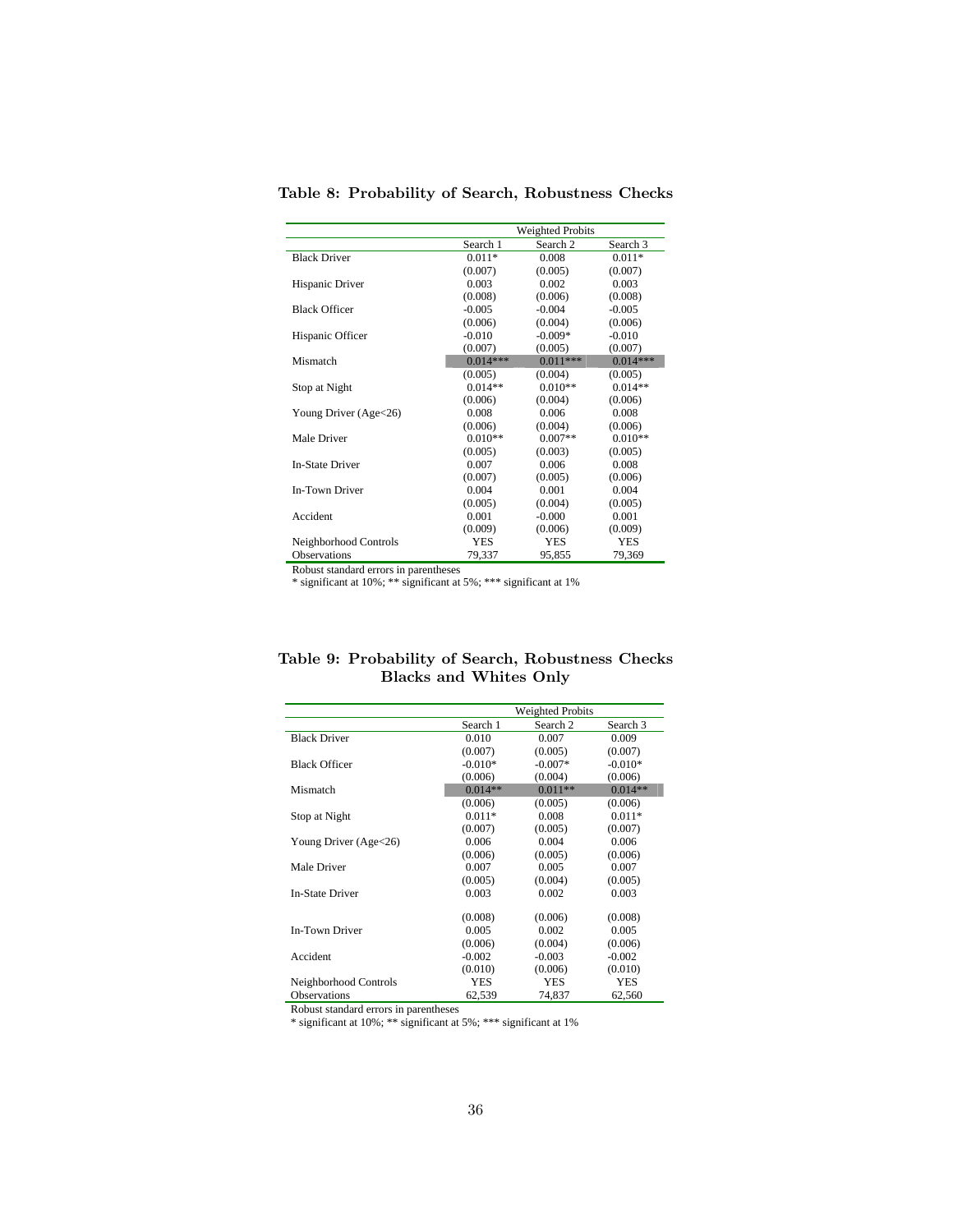**Table 8: Probability of Search, Robustness Checks**

| | Weighted Probits | | |
|---|---|---|---|
| | Search 1 | Search 2 | Search 3 |
| Black Driver | 0.011* | 0.008 | 0.011* |
| | (0.007) | (0.005) | (0.007) |
| Hispanic Driver | 0.003 | 0.002 | 0.003 |
| | (0.008) | (0.006) | (0.008) |
| Black Officer | -0.005 | -0.004 | -0.005 |
| | (0.006) | (0.004) | (0.006) |
| Hispanic Officer | -0.010 | -0.009* | -0.010 |
| | (0.007) | (0.005) | (0.007) |
| Mismatch | 0.014*** | 0.011*** | 0.014*** |
| | (0.005) | (0.004) | (0.005) |
| Stop at Night | 0.014** | 0.010** | 0.014** |
| | (0.006) | (0.004) | (0.006) |
| Young Driver (Age<26) | 0.008 | 0.006 | 0.008 |
| | (0.006) | (0.004) | (0.006) |
| Male Driver | 0.010** | 0.007** | 0.010** |
| | (0.005) | (0.003) | (0.005) |
| In-State Driver | 0.007 | 0.006 | 0.008 |
| | (0.007) | (0.005) | (0.006) |
| In-Town Driver | 0.004 | 0.001 | 0.004 |
| | (0.005) | (0.004) | (0.005) |
| Accident | 0.001 | -0.000 | 0.001 |
| | (0.009) | (0.006) | (0.009) |
| Neighborhood Controls | YES | YES | YES |
| Observations | 79,337 | 95,855 | 79,369 |

Robust standard errors in parentheses
* significant at 10%; ** significant at 5%; *** significant at 1%

**Table 9: Probability of Search, Robustness Checks**
**Blacks and Whites Only**

| | Weighted Probits | | |
|---|---|---|---|
| | Search 1 | Search 2 | Search 3 |
| Black Driver | 0.010 | 0.007 | 0.009 |
| | (0.007) | (0.005) | (0.007) |
| Black Officer | -0.010* | -0.007* | -0.010* |
| | (0.006) | (0.004) | (0.006) |
| Mismatch | 0.014** | 0.011** | 0.014** |
| | (0.006) | (0.005) | (0.006) |
| Stop at Night | 0.011* | 0.008 | 0.011* |
| | (0.007) | (0.005) | (0.007) |
| Young Driver (Age<26) | 0.006 | 0.004 | 0.006 |
| | (0.006) | (0.005) | (0.006) |
| Male Driver | 0.007 | 0.005 | 0.007 |
| | (0.005) | (0.004) | (0.005) |
| In-State Driver | 0.003 | 0.002 | 0.003 |
| | (0.008) | (0.006) | (0.008) |
| In-Town Driver | 0.005 | 0.002 | 0.005 |
| | (0.006) | (0.004) | (0.006) |
| Accident | -0.002 | -0.003 | -0.002 |
| | (0.010) | (0.006) | (0.010) |
| Neighborhood Controls | YES | YES | YES |
| Observations | 62,539 | 74,837 | 62,560 |

Robust standard errors in parentheses
* significant at 10%; ** significant at 5%; *** significant at 1%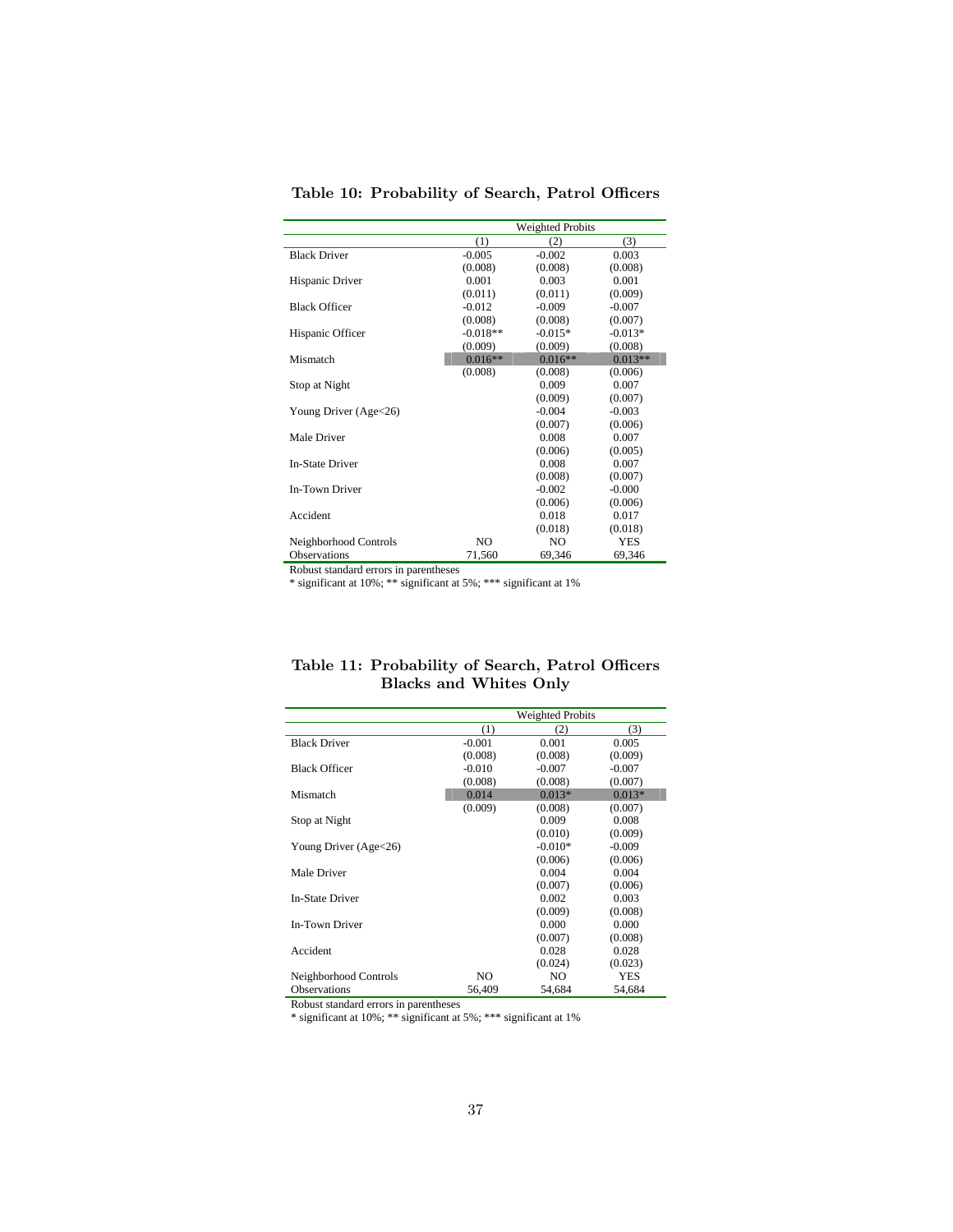**Table 10: Probability of Search, Patrol Officers**

| | Weighted Probits | | |
|---|---|---|---|
| | (1) | (2) | (3) |
| Black Driver | -0.005 | -0.002 | 0.003 |
| | (0.008) | (0.008) | (0.008) |
| Hispanic Driver | 0.001 | 0.003 | 0.001 |
| | (0.011) | (0.011) | (0.009) |
| Black Officer | -0.012 | -0.009 | -0.007 |
| | (0.008) | (0.008) | (0.007) |
| Hispanic Officer | -0.018** | -0.015* | -0.013* |
| | (0.009) | (0.009) | (0.008) |
| Mismatch | 0.016** | 0.016** | 0.013** |
| | (0.008) | (0.008) | (0.006) |
| Stop at Night | | 0.009 | 0.007 |
| | | (0.009) | (0.007) |
| Young Driver (Age<26) | | -0.004 | -0.003 |
| | | (0.007) | (0.006) |
| Male Driver | | 0.008 | 0.007 |
| | | (0.006) | (0.005) |
| In-State Driver | | 0.008 | 0.007 |
| | | (0.008) | (0.007) |
| In-Town Driver | | -0.002 | -0.000 |
| | | (0.006) | (0.006) |
| Accident | | 0.018 | 0.017 |
| | | (0.018) | (0.018) |
| Neighborhood Controls | NO | NO | YES |
| Observations | 71,560 | 69,346 | 69,346 |

Robust standard errors in parentheses
* significant at 10%; ** significant at 5%; *** significant at 1%

**Table 11: Probability of Search, Patrol Officers Blacks and Whites Only**

| | Weighted Probits | | |
|---|---|---|---|
| | (1) | (2) | (3) |
| Black Driver | -0.001 | 0.001 | 0.005 |
| | (0.008) | (0.008) | (0.009) |
| Black Officer | -0.010 | -0.007 | -0.007 |
| | (0.008) | (0.008) | (0.007) |
| Mismatch | 0.014 | 0.013* | 0.013* |
| | (0.009) | (0.008) | (0.007) |
| Stop at Night | | 0.009 | 0.008 |
| | | (0.010) | (0.009) |
| Young Driver (Age<26) | | -0.010* | -0.009 |
| | | (0.006) | (0.006) |
| Male Driver | | 0.004 | 0.004 |
| | | (0.007) | (0.006) |
| In-State Driver | | 0.002 | 0.003 |
| | | (0.009) | (0.008) |
| In-Town Driver | | 0.000 | 0.000 |
| | | (0.007) | (0.008) |
| Accident | | 0.028 | 0.028 |
| | | (0.024) | (0.023) |
| Neighborhood Controls | NO | NO | YES |
| Observations | 56,409 | 54,684 | 54,684 |

Robust standard errors in parentheses
* significant at 10%; ** significant at 5%; *** significant at 1%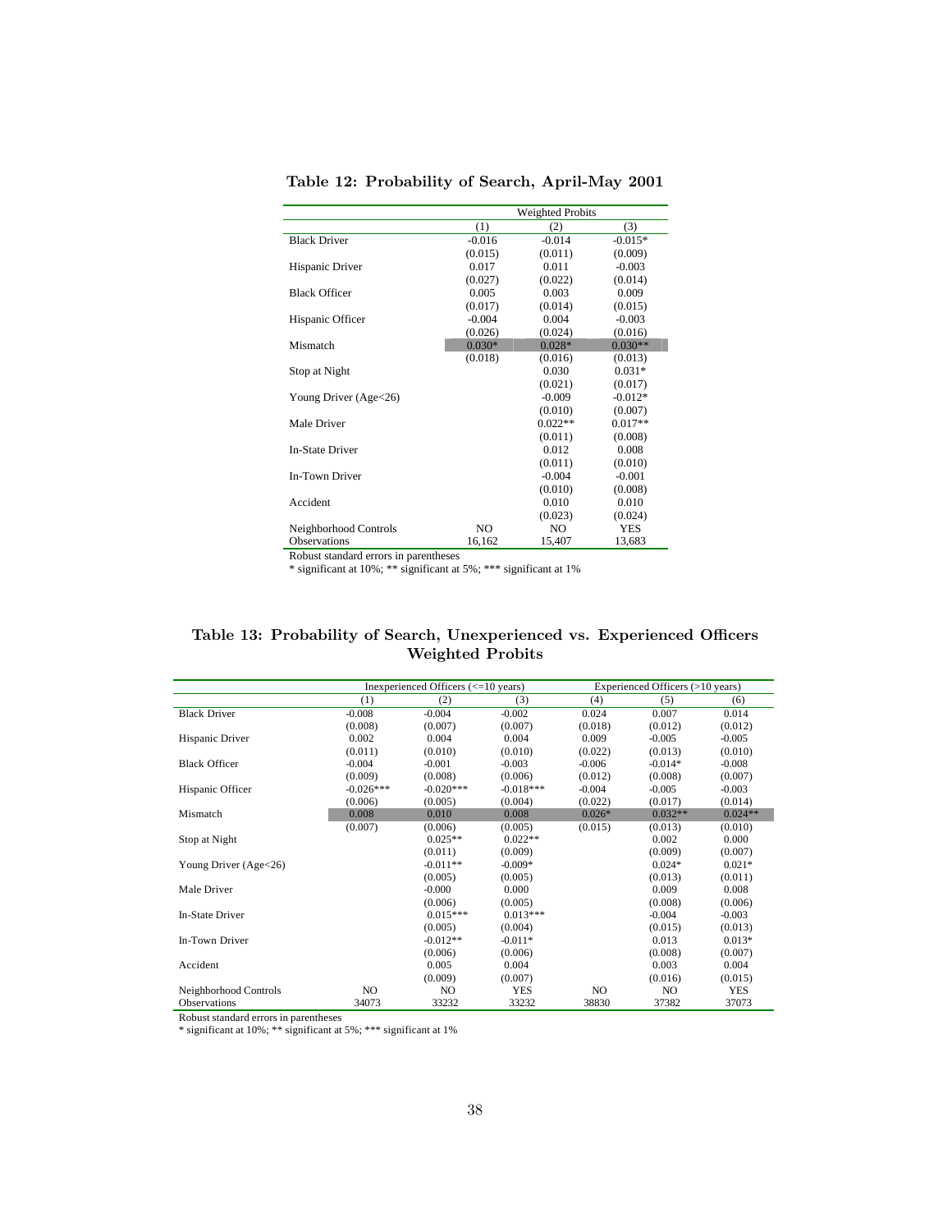## Table 12: Probability of Search, April-May 2001

| | Weighted Probits | | |
|---|---|---|---|
| | (1) | (2) | (3) |
| Black Driver | -0.016 | -0.014 | -0.015* |
| | (0.015) | (0.011) | (0.009) |
| Hispanic Driver | 0.017 | 0.011 | -0.003 |
| | (0.027) | (0.022) | (0.014) |
| Black Officer | 0.005 | 0.003 | 0.009 |
| | (0.017) | (0.014) | (0.015) |
| Hispanic Officer | -0.004 | 0.004 | -0.003 |
| | (0.026) | (0.024) | (0.016) |
| Mismatch | 0.030* | 0.028* | 0.030** |
| | (0.018) | (0.016) | (0.013) |
| Stop at Night | | 0.030 | 0.031* |
| | | (0.021) | (0.017) |
| Young Driver (Age<26) | | -0.009 | -0.012* |
| | | (0.010) | (0.007) |
| Male Driver | | 0.022** | 0.017** |
| | | (0.011) | (0.008) |
| In-State Driver | | 0.012 | 0.008 |
| | | (0.011) | (0.010) |
| In-Town Driver | | -0.004 | -0.001 |
| | | (0.010) | (0.008) |
| Accident | | 0.010 | 0.010 |
| | | (0.023) | (0.024) |
| Neighborhood Controls | NO | NO | YES |
| Observations | 16,162 | 15,407 | 13,683 |

Robust standard errors in parentheses
* significant at 10%; ** significant at 5%; *** significant at 1%

## Table 13: Probability of Search, Unexperienced vs. Experienced Officers Weighted Probits

| | Inexperienced Officers (<=10 years) | | | Experienced Officers (>10 years) | | |
|---|---|---|---|---|---|---|
| | (1) | (2) | (3) | (4) | (5) | (6) |
| Black Driver | -0.008 | -0.004 | -0.002 | 0.024 | 0.007 | 0.014 |
| | (0.008) | (0.007) | (0.007) | (0.018) | (0.012) | (0.012) |
| Hispanic Driver | 0.002 | 0.004 | 0.004 | 0.009 | -0.005 | -0.005 |
| | (0.011) | (0.010) | (0.010) | (0.022) | (0.013) | (0.010) |
| Black Officer | -0.004 | -0.001 | -0.003 | -0.006 | -0.014* | -0.008 |
| | (0.009) | (0.008) | (0.006) | (0.012) | (0.008) | (0.007) |
| Hispanic Officer | -0.026*** | -0.020*** | -0.018*** | -0.004 | -0.005 | -0.003 |
| | (0.006) | (0.005) | (0.004) | (0.022) | (0.017) | (0.014) |
| Mismatch | 0.008 | 0.010 | 0.008 | 0.026* | 0.032** | 0.024** |
| | (0.007) | (0.006) | (0.005) | (0.015) | (0.013) | (0.010) |
| Stop at Night | | 0.025** | 0.022** | | 0.002 | 0.000 |
| | | (0.011) | (0.009) | | (0.009) | (0.007) |
| Young Driver (Age<26) | | -0.011** | -0.009* | | 0.024* | 0.021* |
| | | (0.005) | (0.005) | | (0.013) | (0.011) |
| Male Driver | | -0.000 | 0.000 | | 0.009 | 0.008 |
| | | (0.006) | (0.005) | | (0.008) | (0.006) |
| In-State Driver | | 0.015*** | 0.013*** | | -0.004 | -0.003 |
| | | (0.005) | (0.004) | | (0.015) | (0.013) |
| In-Town Driver | | -0.012** | -0.011* | | 0.013 | 0.013* |
| | | (0.006) | (0.006) | | (0.008) | (0.007) |
| Accident | | 0.005 | 0.004 | | 0.003 | 0.004 |
| | | (0.009) | (0.007) | | (0.016) | (0.015) |
| Neighborhood Controls | NO | NO | YES | NO | NO | YES |
| Observations | 34073 | 33232 | 33232 | 38830 | 37382 | 37073 |

Robust standard errors in parentheses
* significant at 10%; ** significant at 5%; *** significant at 1%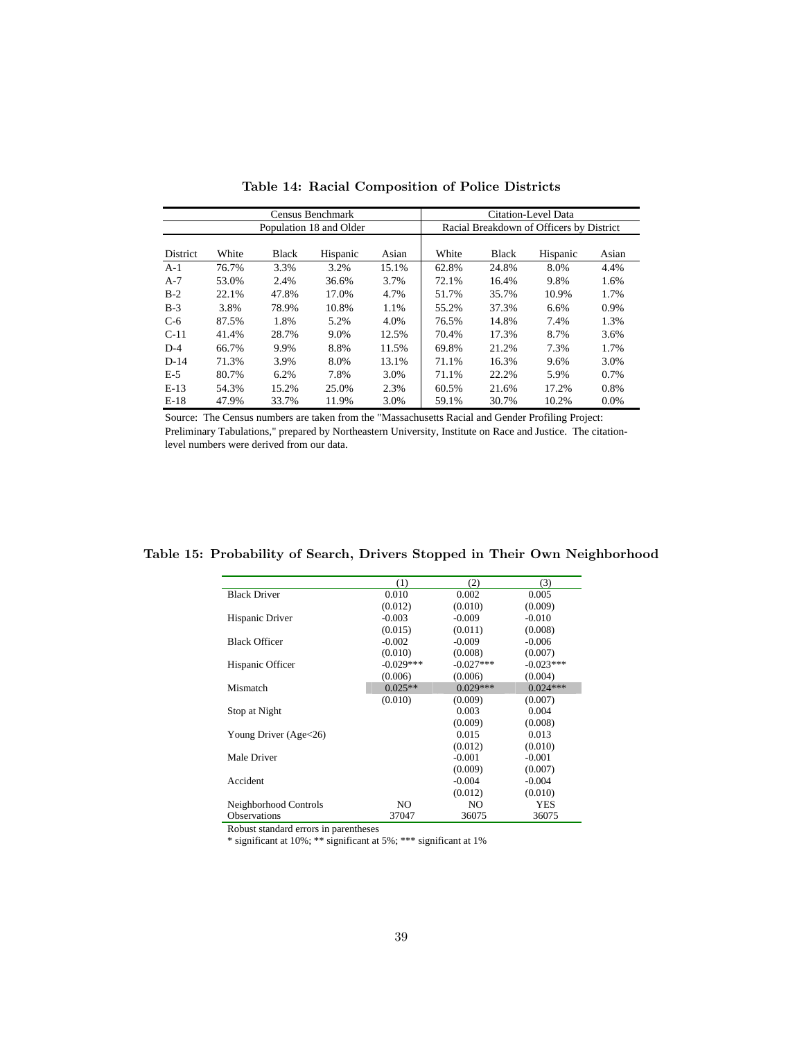**Table 14: Racial Composition of Police Districts**

| | Census Benchmark | | | | Citation-Level Data | | | |
|---|---|---|---|---|---|---|---|---|
| | Population 18 and Older | | | | Racial Breakdown of Officers by District | | | |
| District | White | Black | Hispanic | Asian | White | Black | Hispanic | Asian |
| A-1 | 76.7% | 3.3% | 3.2% | 15.1% | 62.8% | 24.8% | 8.0% | 4.4% |
| A-7 | 53.0% | 2.4% | 36.6% | 3.7% | 72.1% | 16.4% | 9.8% | 1.6% |
| B-2 | 22.1% | 47.8% | 17.0% | 4.7% | 51.7% | 35.7% | 10.9% | 1.7% |
| B-3 | 3.8% | 78.9% | 10.8% | 1.1% | 55.2% | 37.3% | 6.6% | 0.9% |
| C-6 | 87.5% | 1.8% | 5.2% | 4.0% | 76.5% | 14.8% | 7.4% | 1.3% |
| C-11 | 41.4% | 28.7% | 9.0% | 12.5% | 70.4% | 17.3% | 8.7% | 3.6% |
| D-4 | 66.7% | 9.9% | 8.8% | 11.5% | 69.8% | 21.2% | 7.3% | 1.7% |
| D-14 | 71.3% | 3.9% | 8.0% | 13.1% | 71.1% | 16.3% | 9.6% | 3.0% |
| E-5 | 80.7% | 6.2% | 7.8% | 3.0% | 71.1% | 22.2% | 5.9% | 0.7% |
| E-13 | 54.3% | 15.2% | 25.0% | 2.3% | 60.5% | 21.6% | 17.2% | 0.8% |
| E-18 | 47.9% | 33.7% | 11.9% | 3.0% | 59.1% | 30.7% | 10.2% | 0.0% |

Source: The Census numbers are taken from the "Massachusetts Racial and Gender Profiling Project: Preliminary Tabulations," prepared by Northeastern University, Institute on Race and Justice. The citation-level numbers were derived from our data.

**Table 15: Probability of Search, Drivers Stopped in Their Own Neighborhood**

| | (1) | (2) | (3) |
|---|---|---|---|
| Black Driver | 0.010 | 0.002 | 0.005 |
| | (0.012) | (0.010) | (0.009) |
| Hispanic Driver | -0.003 | -0.009 | -0.010 |
| | (0.015) | (0.011) | (0.008) |
| Black Officer | -0.002 | -0.009 | -0.006 |
| | (0.010) | (0.008) | (0.007) |
| Hispanic Officer | -0.029*** | -0.027*** | -0.023*** |
| | (0.006) | (0.006) | (0.004) |
| Mismatch | 0.025** | 0.029*** | 0.024*** |
| | (0.010) | (0.009) | (0.007) |
| Stop at Night | | 0.003 | 0.004 |
| | | (0.009) | (0.008) |
| Young Driver (Age<26) | | 0.015 | 0.013 |
| | | (0.012) | (0.010) |
| Male Driver | | -0.001 | -0.001 |
| | | (0.009) | (0.007) |
| Accident | | -0.004 | -0.004 |
| | | (0.012) | (0.010) |
| Neighborhood Controls | NO | NO | YES |
| Observations | 37047 | 36075 | 36075 |

Robust standard errors in parentheses

* significant at 10%; ** significant at 5%; *** significant at 1%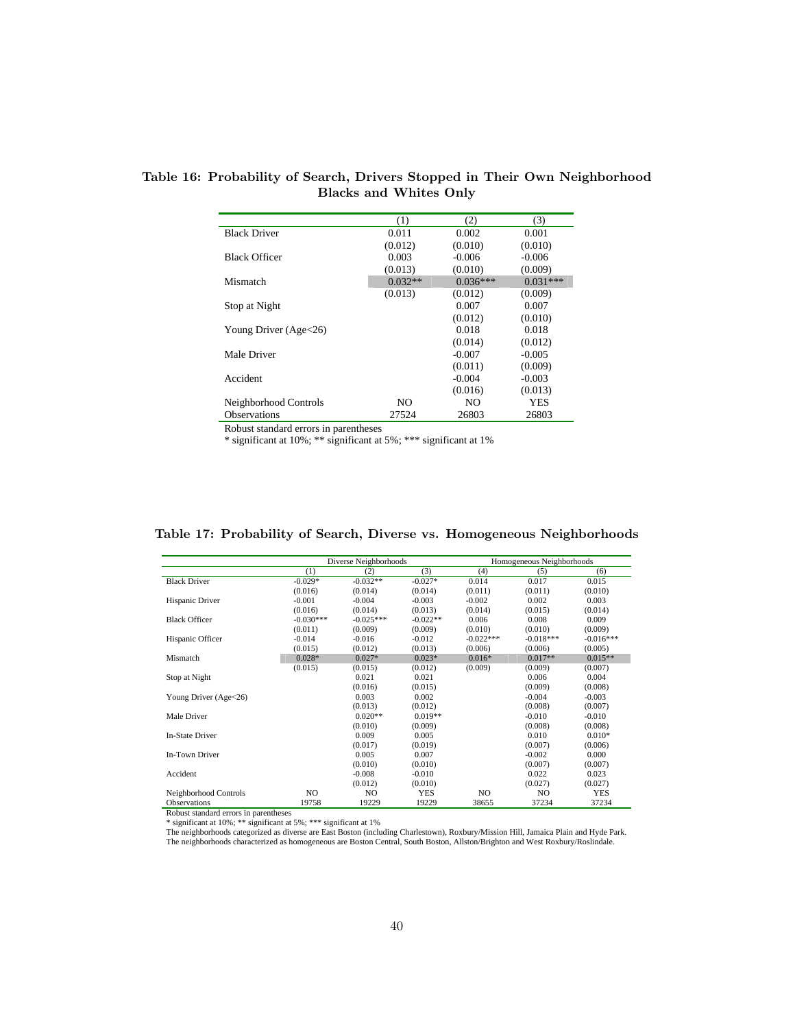**Table 16: Probability of Search, Drivers Stopped in Their Own Neighborhood Blacks and Whites Only**

| | (1) | (2) | (3) |
|---|---|---|---|
| Black Driver | 0.011 | 0.002 | 0.001 |
| | (0.012) | (0.010) | (0.010) |
| Black Officer | 0.003 | -0.006 | -0.006 |
| | (0.013) | (0.010) | (0.009) |
| Mismatch | 0.032** | 0.036*** | 0.031*** |
| | (0.013) | (0.012) | (0.009) |
| Stop at Night | | 0.007 | 0.007 |
| | | (0.012) | (0.010) |
| Young Driver (Age<26) | | 0.018 | 0.018 |
| | | (0.014) | (0.012) |
| Male Driver | | -0.007 | -0.005 |
| | | (0.011) | (0.009) |
| Accident | | -0.004 | -0.003 |
| | | (0.016) | (0.013) |
| Neighborhood Controls | NO | NO | YES |
| Observations | 27524 | 26803 | 26803 |

Robust standard errors in parentheses
* significant at 10%; ** significant at 5%; *** significant at 1%

**Table 17: Probability of Search, Diverse vs. Homogeneous Neighborhoods**

| | Diverse Neighborhoods | | | Homogeneous Neighborhoods | | |
|---|---|---|---|---|---|---|
| | (1) | (2) | (3) | (4) | (5) | (6) |
| Black Driver | -0.029* | -0.032** | -0.027* | 0.014 | 0.017 | 0.015 |
| | (0.016) | (0.014) | (0.014) | (0.011) | (0.011) | (0.010) |
| Hispanic Driver | -0.001 | -0.004 | -0.003 | -0.002 | 0.002 | 0.003 |
| | (0.016) | (0.014) | (0.013) | (0.014) | (0.015) | (0.014) |
| Black Officer | -0.030*** | -0.025*** | -0.022** | 0.006 | 0.008 | 0.009 |
| | (0.011) | (0.009) | (0.009) | (0.010) | (0.010) | (0.009) |
| Hispanic Officer | -0.014 | -0.016 | -0.012 | -0.022*** | -0.018*** | -0.016*** |
| | (0.015) | (0.012) | (0.013) | (0.006) | (0.006) | (0.005) |
| Mismatch | 0.028* | 0.027* | 0.023* | 0.016* | 0.017** | 0.015** |
| | (0.015) | (0.015) | (0.012) | (0.009) | (0.009) | (0.007) |
| Stop at Night | | 0.021 | 0.021 | | 0.006 | 0.004 |
| | | (0.016) | (0.015) | | (0.009) | (0.008) |
| Young Driver (Age<26) | | 0.003 | 0.002 | | -0.004 | -0.003 |
| | | (0.013) | (0.012) | | (0.008) | (0.007) |
| Male Driver | | 0.020** | 0.019** | | -0.010 | -0.010 |
| | | (0.010) | (0.009) | | (0.008) | (0.008) |
| In-State Driver | | 0.009 | 0.005 | | 0.010 | 0.010* |
| | | (0.017) | (0.019) | | (0.007) | (0.006) |
| In-Town Driver | | 0.005 | 0.007 | | -0.002 | 0.000 |
| | | (0.010) | (0.010) | | (0.007) | (0.007) |
| Accident | | -0.008 | -0.010 | | 0.022 | 0.023 |
| | | (0.012) | (0.010) | | (0.027) | (0.027) |
| Neighborhood Controls | NO | NO | YES | NO | NO | YES |
| Observations | 19758 | 19229 | 19229 | 38655 | 37234 | 37234 |

Robust standard errors in parentheses
* significant at 10%; ** significant at 5%; *** significant at 1%
The neighborhoods categorized as diverse are East Boston (including Charlestown), Roxbury/Mission Hill, Jamaica Plain and Hyde Park.
The neighborhoods characterized as homogeneous are Boston Central, South Boston, Allston/Brighton and West Roxbury/Roslindale.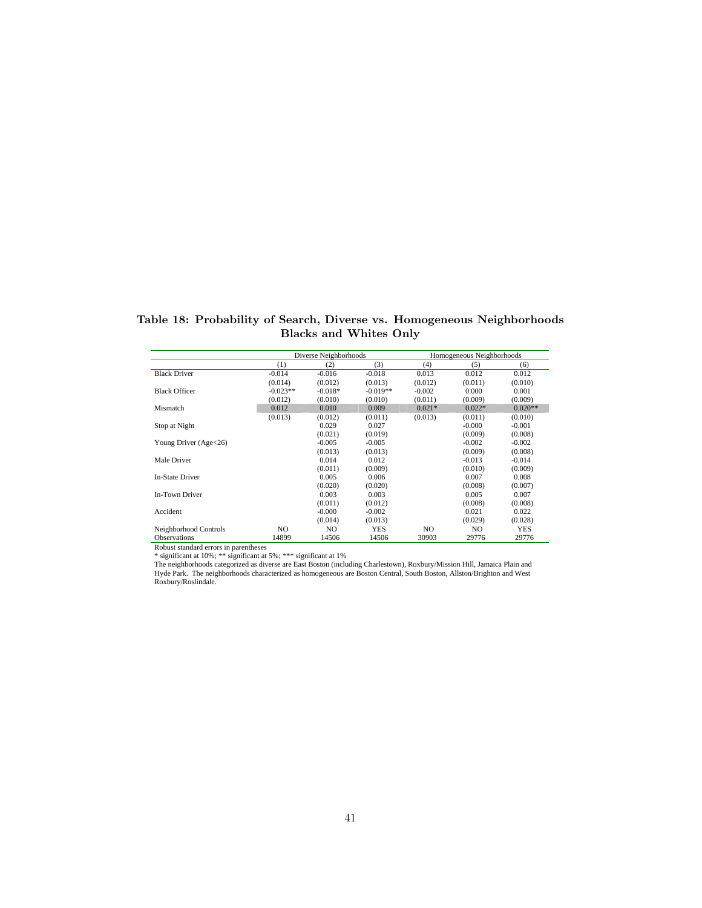## Table 18: Probability of Search, Diverse vs. Homogeneous Neighborhoods Blacks and Whites Only

| | Diverse Neighborhoods | | | Homogeneous Neighborhoods | | |
|---|---|---|---|---|---|---|
| | (1) | (2) | (3) | (4) | (5) | (6) |
| Black Driver | -0.014 | -0.016 | -0.018 | 0.013 | 0.012 | 0.012 |
| | (0.014) | (0.012) | (0.013) | (0.012) | (0.011) | (0.010) |
| Black Officer | -0.023** | -0.018* | -0.019** | -0.002 | 0.000 | 0.001 |
| | (0.012) | (0.010) | (0.010) | (0.011) | (0.009) | (0.009) |
| Mismatch | 0.012 | 0.010 | 0.009 | 0.021* | 0.022* | 0.020** |
| | (0.013) | (0.012) | (0.011) | (0.013) | (0.011) | (0.010) |
| Stop at Night | | 0.029 | 0.027 | | -0.000 | -0.001 |
| | | (0.021) | (0.019) | | (0.009) | (0.008) |
| Young Driver (Age<26) | | -0.005 | -0.005 | | -0.002 | -0.002 |
| | | (0.013) | (0.013) | | (0.009) | (0.008) |
| Male Driver | | 0.014 | 0.012 | | -0.013 | -0.014 |
| | | (0.011) | (0.009) | | (0.010) | (0.009) |
| In-State Driver | | 0.005 | 0.006 | | 0.007 | 0.008 |
| | | (0.020) | (0.020) | | (0.008) | (0.007) |
| In-Town Driver | | 0.003 | 0.003 | | 0.005 | 0.007 |
| | | (0.011) | (0.012) | | (0.008) | (0.008) |
| Accident | | -0.000 | -0.002 | | 0.021 | 0.022 |
| | | (0.014) | (0.013) | | (0.029) | (0.028) |
| Neighborhood Controls | NO | NO | YES | NO | NO | YES |
| Observations | 14899 | 14506 | 14506 | 30903 | 29776 | 29776 |

Robust standard errors in parentheses

* significant at 10%; ** significant at 5%; *** significant at 1%

The neighborhoods categorized as diverse are East Boston (including Charlestown), Roxbury/Mission Hill, Jamaica Plain and Hyde Park. The neighborhoods characterized as homogeneous are Boston Central, South Boston, Allston/Brighton and West Roxbury/Roslindale.